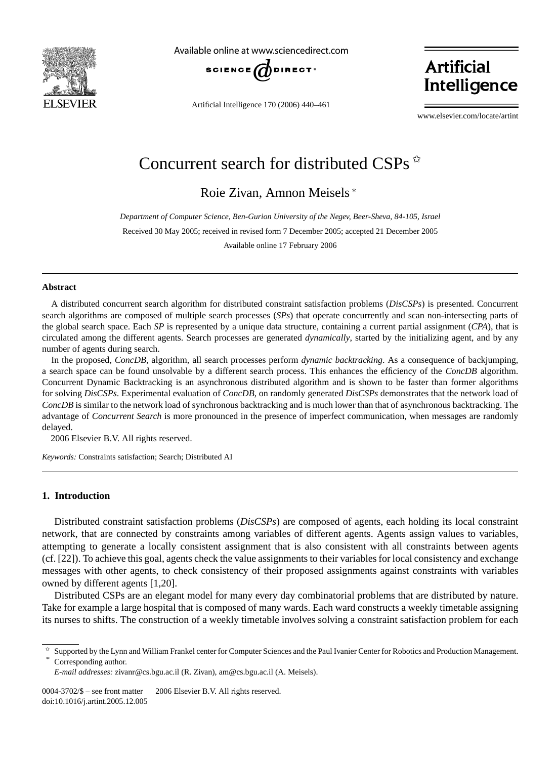# Concurrent search for distributed CSPs ☆

Roie Zivan, Amnon Meisels *

*Department of Computer Science, Ben-Gurion University of the Negev, Beer-Sheva, 84-105, Israel*

Received 30 May 2005; received in revised form 7 December 2005; accepted 21 December 2005

Available online 17 February 2006

## Abstract

A distributed concurrent search algorithm for distributed constraint satisfaction problems (*DisCSPs*) is presented. Concurrent search algorithms are composed of multiple search processes (*SPs*) that operate concurrently and scan non-intersecting parts of the global search space. Each *SP* is represented by a unique data structure, containing a current partial assignment (*CPA*), that is circulated among the different agents. Search processes are generated *dynamically*, started by the initializing agent, and by any number of agents during search.

In the proposed, *ConcDB*, algorithm, all search processes perform *dynamic backtracking*. As a consequence of backjumping, a search space can be found unsolvable by a different search process. This enhances the efficiency of the *ConcDB* algorithm. Concurrent Dynamic Backtracking is an asynchronous distributed algorithm and is shown to be faster than former algorithms for solving *DisCSPs*. Experimental evaluation of *ConcDB*, on randomly generated *DisCSPs* demonstrates that the network load of *ConcDB* is similar to the network load of synchronous backtracking and is much lower than that of asynchronous backtracking. The advantage of *Concurrent Search* is more pronounced in the presence of imperfect communication, when messages are randomly delayed.

2006 Elsevier B.V. All rights reserved.

*Keywords:* Constraints satisfaction; Search; Distributed AI

## 1. Introduction

Distributed constraint satisfaction problems (*DisCSPs*) are composed of agents, each holding its local constraint network, that are connected by constraints among variables of different agents. Agents assign values to variables, attempting to generate a locally consistent assignment that is also consistent with all constraints between agents (cf. [22]). To achieve this goal, agents check the value assignments to their variables for local consistency and exchange messages with other agents, to check consistency of their proposed assignments against constraints with variables owned by different agents [1,20].

Distributed CSPs are an elegant model for many every day combinatorial problems that are distributed by nature. Take for example a large hospital that is composed of many wards. Each ward constructs a weekly timetable assigning its nurses to shifts. The construction of a weekly timetable involves solving a constraint satisfaction problem for each

---

☆ Supported by the Lynn and William Frankel center for Computer Sciences and the Paul Ivanier Center for Robotics and Production Management.

\* Corresponding author.

*E-mail addresses:* zivanr@cs.bgu.ac.il (R. Zivan), am@cs.bgu.ac.il (A. Meisels).

0004-3702/$ – see front matter 2006 Elsevier B.V. All rights reserved.
doi:10.1016/j.artint.2005.12.005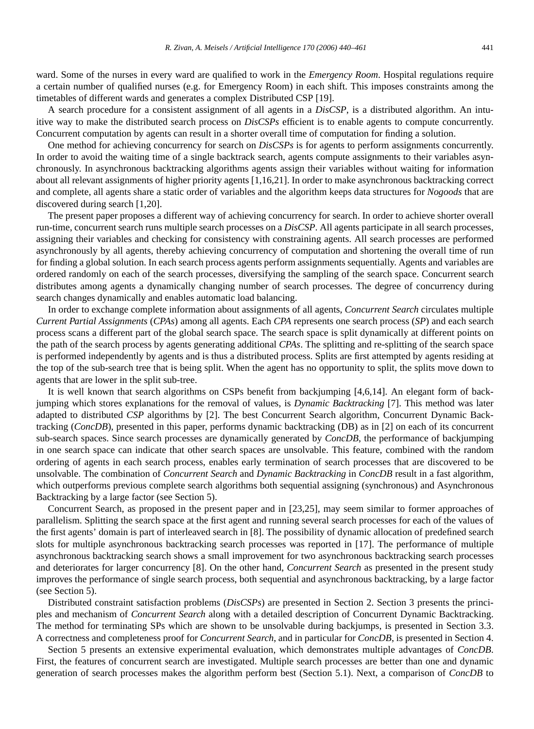ward. Some of the nurses in every ward are qualified to work in the *Emergency Room*. Hospital regulations require a certain number of qualified nurses (e.g. for Emergency Room) in each shift. This imposes constraints among the timetables of different wards and generates a complex Distributed CSP [19].

A search procedure for a consistent assignment of all agents in a *DisCSP*, is a distributed algorithm. An intuitive way to make the distributed search process on *DisCSPs* efficient is to enable agents to compute concurrently. Concurrent computation by agents can result in a shorter overall time of computation for finding a solution.

One method for achieving concurrency for search on *DisCSPs* is for agents to perform assignments concurrently. In order to avoid the waiting time of a single backtrack search, agents compute assignments to their variables asynchronously. In asynchronous backtracking algorithms agents assign their variables without waiting for information about all relevant assignments of higher priority agents [1,16,21]. In order to make asynchronous backtracking correct and complete, all agents share a static order of variables and the algorithm keeps data structures for *Nogoods* that are discovered during search [1,20].

The present paper proposes a different way of achieving concurrency for search. In order to achieve shorter overall run-time, concurrent search runs multiple search processes on a *DisCSP*. All agents participate in all search processes, assigning their variables and checking for consistency with constraining agents. All search processes are performed asynchronously by all agents, thereby achieving concurrency of computation and shortening the overall time of run for finding a global solution. In each search process agents perform assignments sequentially. Agents and variables are ordered randomly on each of the search processes, diversifying the sampling of the search space. Concurrent search distributes among agents a dynamically changing number of search processes. The degree of concurrency during search changes dynamically and enables automatic load balancing.

In order to exchange complete information about assignments of all agents, *Concurrent Search* circulates multiple *Current Partial Assignments* (*CPAs*) among all agents. Each *CPA* represents one search process (*SP*) and each search process scans a different part of the global search space. The search space is split dynamically at different points on the path of the search process by agents generating additional *CPAs*. The splitting and re-splitting of the search space is performed independently by agents and is thus a distributed process. Splits are first attempted by agents residing at the top of the sub-search tree that is being split. When the agent has no opportunity to split, the splits move down to agents that are lower in the split sub-tree.

It is well known that search algorithms on CSPs benefit from backjumping [4,6,14]. An elegant form of backjumping which stores explanations for the removal of values, is *Dynamic Backtracking* [7]. This method was later adapted to distributed *CSP* algorithms by [2]. The best Concurrent Search algorithm, Concurrent Dynamic Backtracking (*ConcDB*), presented in this paper, performs dynamic backtracking (DB) as in [2] on each of its concurrent sub-search spaces. Since search processes are dynamically generated by *ConcDB*, the performance of backjumping in one search space can indicate that other search spaces are unsolvable. This feature, combined with the random ordering of agents in each search process, enables early termination of search processes that are discovered to be unsolvable. The combination of *Concurrent Search* and *Dynamic Backtracking* in *ConcDB* result in a fast algorithm, which outperforms previous complete search algorithms both sequential assigning (synchronous) and Asynchronous Backtracking by a large factor (see Section 5).

Concurrent Search, as proposed in the present paper and in [23,25], may seem similar to former approaches of parallelism. Splitting the search space at the first agent and running several search processes for each of the values of the first agents' domain is part of interleaved search in [8]. The possibility of dynamic allocation of predefined search slots for multiple asynchronous backtracking search processes was reported in [17]. The performance of multiple asynchronous backtracking search shows a small improvement for two asynchronous backtracking search processes and deteriorates for larger concurrency [8]. On the other hand, *Concurrent Search* as presented in the present study improves the performance of single search process, both sequential and asynchronous backtracking, by a large factor (see Section 5).

Distributed constraint satisfaction problems (*DisCSPs*) are presented in Section 2. Section 3 presents the principles and mechanism of *Concurrent Search* along with a detailed description of Concurrent Dynamic Backtracking. The method for terminating SPs which are shown to be unsolvable during backjumps, is presented in Section 3.3. A correctness and completeness proof for *Concurrent Search*, and in particular for *ConcDB*, is presented in Section 4.

Section 5 presents an extensive experimental evaluation, which demonstrates multiple advantages of *ConcDB*. First, the features of concurrent search are investigated. Multiple search processes are better than one and dynamic generation of search processes makes the algorithm perform best (Section 5.1). Next, a comparison of *ConcDB* to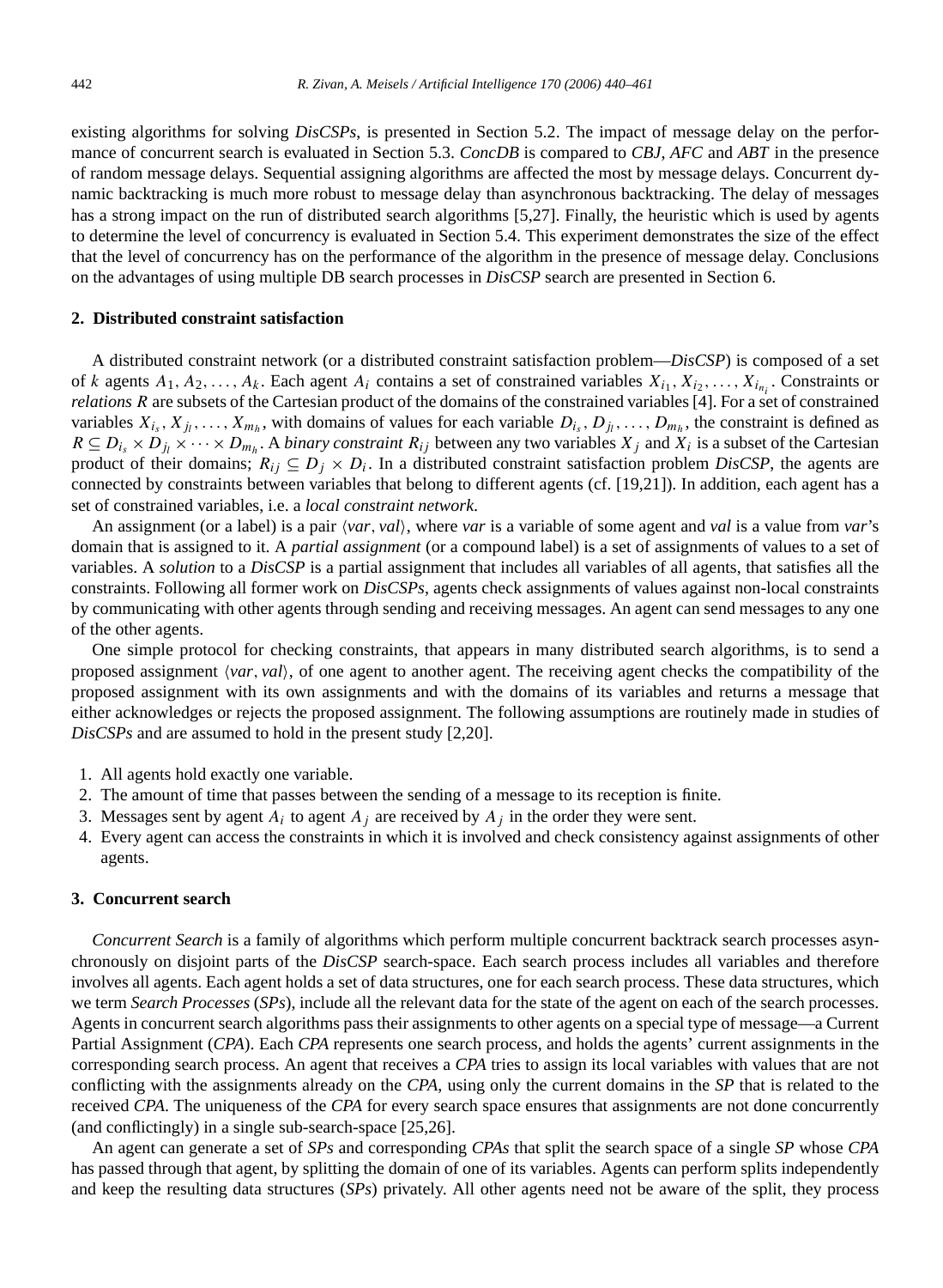existing algorithms for solving *DisCSPs*, is presented in Section 5.2. The impact of message delay on the performance of concurrent search is evaluated in Section 5.3. *ConcDB* is compared to *CBJ*, *AFC* and *ABT* in the presence of random message delays. Sequential assigning algorithms are affected the most by message delays. Concurrent dynamic backtracking is much more robust to message delay than asynchronous backtracking. The delay of messages has a strong impact on the run of distributed search algorithms [5,27]. Finally, the heuristic which is used by agents to determine the level of concurrency is evaluated in Section 5.4. This experiment demonstrates the size of the effect that the level of concurrency has on the performance of the algorithm in the presence of message delay. Conclusions on the advantages of using multiple DB search processes in *DisCSP* search are presented in Section 6.

## 2. Distributed constraint satisfaction

A distributed constraint network (or a distributed constraint satisfaction problem—*DisCSP*) is composed of a set of $k$ agents $A_1, A_2, \ldots, A_k$. Each agent $A_i$ contains a set of constrained variables $X_{i_1}, X_{i_2}, \ldots, X_{i_{n_i}}$. Constraints or *relations* $R$ are subsets of the Cartesian product of the domains of the constrained variables [4]. For a set of constrained variables $X_{i_s}, X_{j_l}, \ldots, X_{m_h}$, with domains of values for each variable $D_{i_s}, D_{j_l}, \ldots, D_{m_h}$, the constraint is defined as $R \subseteq D_{i_s} \times D_{j_l} \times \cdots \times D_{m_h}$. A *binary constraint* $R_{ij}$ between any two variables $X_j$ and $X_i$ is a subset of the Cartesian product of their domains; $R_{ij} \subseteq D_j \times D_i$. In a distributed constraint satisfaction problem *DisCSP*, the agents are connected by constraints between variables that belong to different agents (cf. [19,21]). In addition, each agent has a set of constrained variables, i.e. a *local constraint network*.

An assignment (or a label) is a pair $\langle var, val \rangle$, where *var* is a variable of some agent and *val* is a value from *var*'s domain that is assigned to it. A *partial assignment* (or a compound label) is a set of assignments of values to a set of variables. A *solution* to a *DisCSP* is a partial assignment that includes all variables of all agents, that satisfies all the constraints. Following all former work on *DisCSPs*, agents check assignments of values against non-local constraints by communicating with other agents through sending and receiving messages. An agent can send messages to any one of the other agents.

One simple protocol for checking constraints, that appears in many distributed search algorithms, is to send a proposed assignment $\langle var, val \rangle$, of one agent to another agent. The receiving agent checks the compatibility of the proposed assignment with its own assignments and with the domains of its variables and returns a message that either acknowledges or rejects the proposed assignment. The following assumptions are routinely made in studies of *DisCSPs* and are assumed to hold in the present study [2,20].

1. All agents hold exactly one variable.
2. The amount of time that passes between the sending of a message to its reception is finite.
3. Messages sent by agent $A_i$ to agent $A_j$ are received by $A_j$ in the order they were sent.
4. Every agent can access the constraints in which it is involved and check consistency against assignments of other agents.

## 3. Concurrent search

*Concurrent Search* is a family of algorithms which perform multiple concurrent backtrack search processes asynchronously on disjoint parts of the *DisCSP* search-space. Each search process includes all variables and therefore involves all agents. Each agent holds a set of data structures, one for each search process. These data structures, which we term *Search Processes* (*SPs*), include all the relevant data for the state of the agent on each of the search processes. Agents in concurrent search algorithms pass their assignments to other agents on a special type of message—a Current Partial Assignment (*CPA*). Each *CPA* represents one search process, and holds the agents' current assignments in the corresponding search process. An agent that receives a *CPA* tries to assign its local variables with values that are not conflicting with the assignments already on the *CPA*, using only the current domains in the *SP* that is related to the received *CPA*. The uniqueness of the *CPA* for every search space ensures that assignments are not done concurrently (and conflictingly) in a single sub-search-space [25,26].

An agent can generate a set of *SPs* and corresponding *CPAs* that split the search space of a single *SP* whose *CPA* has passed through that agent, by splitting the domain of one of its variables. Agents can perform splits independently and keep the resulting data structures (*SPs*) privately. All other agents need not be aware of the split, they process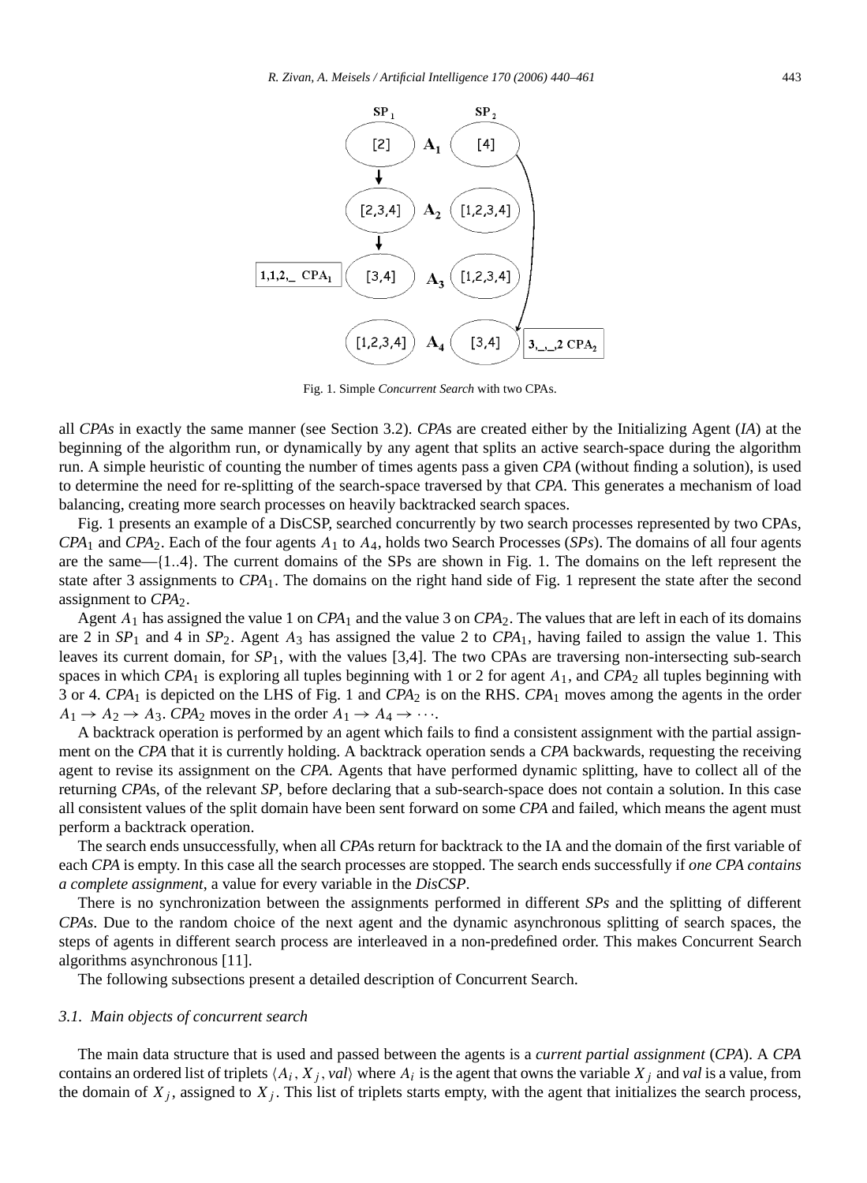Fig. 1. Simple *Concurrent Search* with two CPAs.

all *CPAs* in exactly the same manner (see Section 3.2). *CPA*s are created either by the Initializing Agent (*IA*) at the beginning of the algorithm run, or dynamically by any agent that splits an active search-space during the algorithm run. A simple heuristic of counting the number of times agents pass a given *CPA* (without finding a solution), is used to determine the need for re-splitting of the search-space traversed by that *CPA*. This generates a mechanism of load balancing, creating more search processes on heavily backtracked search spaces.

Fig. 1 presents an example of a DisCSP, searched concurrently by two search processes represented by two CPAs, $CPA_1$ and $CPA_2$. Each of the four agents $A_1$ to $A_4$, holds two Search Processes (*SPs*). The domains of all four agents are the same—{1..4}. The current domains of the SPs are shown in Fig. 1. The domains on the left represent the state after 3 assignments to $CPA_1$. The domains on the right hand side of Fig. 1 represent the state after the second assignment to $CPA_2$.

Agent $A_1$ has assigned the value 1 on $CPA_1$ and the value 3 on $CPA_2$. The values that are left in each of its domains are 2 in $SP_1$ and 4 in $SP_2$. Agent $A_3$ has assigned the value 2 to $CPA_1$, having failed to assign the value 1. This leaves its current domain, for $SP_1$, with the values [3,4]. The two CPAs are traversing non-intersecting sub-search spaces in which $CPA_1$ is exploring all tuples beginning with 1 or 2 for agent $A_1$, and $CPA_2$ all tuples beginning with 3 or 4. $CPA_1$ is depicted on the LHS of Fig. 1 and $CPA_2$ is on the RHS. $CPA_1$ moves among the agents in the order $A_1 \rightarrow A_2 \rightarrow A_3$. $CPA_2$ moves in the order $A_1 \rightarrow A_4 \rightarrow \cdots$.

A backtrack operation is performed by an agent which fails to find a consistent assignment with the partial assignment on the *CPA* that it is currently holding. A backtrack operation sends a *CPA* backwards, requesting the receiving agent to revise its assignment on the *CPA*. Agents that have performed dynamic splitting, have to collect all of the returning *CPA*s, of the relevant *SP*, before declaring that a sub-search-space does not contain a solution. In this case all consistent values of the split domain have been sent forward on some *CPA* and failed, which means the agent must perform a backtrack operation.

The search ends unsuccessfully, when all *CPA*s return for backtrack to the IA and the domain of the first variable of each *CPA* is empty. In this case all the search processes are stopped. The search ends successfully if *one CPA contains a complete assignment*, a value for every variable in the *DisCSP*.

There is no synchronization between the assignments performed in different *SPs* and the splitting of different *CPAs*. Due to the random choice of the next agent and the dynamic asynchronous splitting of search spaces, the steps of agents in different search process are interleaved in a non-predefined order. This makes Concurrent Search algorithms asynchronous [11].

The following subsections present a detailed description of Concurrent Search.

### *3.1. Main objects of concurrent search*

The main data structure that is used and passed between the agents is a *current partial assignment* (*CPA*). A *CPA* contains an ordered list of triplets $\langle A_i, X_j, val\rangle$ where $A_i$ is the agent that owns the variable $X_j$ and *val* is a value, from the domain of $X_j$, assigned to $X_j$. This list of triplets starts empty, with the agent that initializes the search process,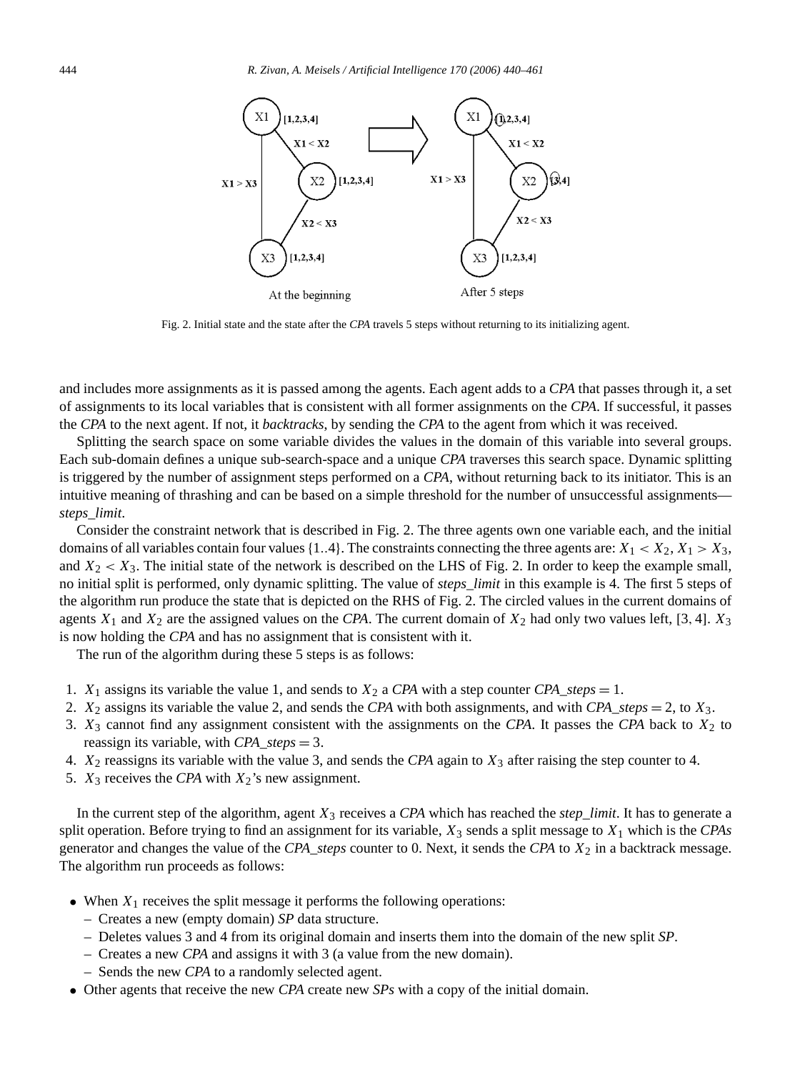Fig. 2. Initial state and the state after the *CPA* travels 5 steps without returning to its initializing agent.

and includes more assignments as it is passed among the agents. Each agent adds to a *CPA* that passes through it, a set of assignments to its local variables that is consistent with all former assignments on the *CPA*. If successful, it passes the *CPA* to the next agent. If not, it *backtracks*, by sending the *CPA* to the agent from which it was received.

Splitting the search space on some variable divides the values in the domain of this variable into several groups. Each sub-domain defines a unique sub-search-space and a unique *CPA* traverses this search space. Dynamic splitting is triggered by the number of assignment steps performed on a *CPA*, without returning back to its initiator. This is an intuitive meaning of thrashing and can be based on a simple threshold for the number of unsuccessful assignments—*steps_limit*.

Consider the constraint network that is described in Fig. 2. The three agents own one variable each, and the initial domains of all variables contain four values $\{1..4\}$. The constraints connecting the three agents are: $X_1 < X_2$, $X_1 > X_3$, and $X_2 < X_3$. The initial state of the network is described on the LHS of Fig. 2. In order to keep the example small, no initial split is performed, only dynamic splitting. The value of *steps_limit* in this example is 4. The first 5 steps of the algorithm run produce the state that is depicted on the RHS of Fig. 2. The circled values in the current domains of agents $X_1$ and $X_2$ are the assigned values on the *CPA*. The current domain of $X_2$ had only two values left, $[3, 4]$. $X_3$ is now holding the *CPA* and has no assignment that is consistent with it.

The run of the algorithm during these 5 steps is as follows:

1. $X_1$ assigns its variable the value 1, and sends to $X_2$ a *CPA* with a step counter *CPA_steps* $= 1$.
2. $X_2$ assigns its variable the value 2, and sends the *CPA* with both assignments, and with *CPA_steps* $= 2$, to $X_3$.
3. $X_3$ cannot find any assignment consistent with the assignments on the *CPA*. It passes the *CPA* back to $X_2$ to reassign its variable, with *CPA_steps* $= 3$.
4. $X_2$ reassigns its variable with the value 3, and sends the *CPA* again to $X_3$ after raising the step counter to 4.
5. $X_3$ receives the *CPA* with $X_2$'s new assignment.

In the current step of the algorithm, agent $X_3$ receives a *CPA* which has reached the *step_limit*. It has to generate a split operation. Before trying to find an assignment for its variable, $X_3$ sends a split message to $X_1$ which is the *CPAs* generator and changes the value of the *CPA_steps* counter to 0. Next, it sends the *CPA* to $X_2$ in a backtrack message. The algorithm run proceeds as follows:

- When $X_1$ receives the split message it performs the following operations:
  - Creates a new (empty domain) *SP* data structure.
  - Deletes values 3 and 4 from its original domain and inserts them into the domain of the new split *SP*.
  - Creates a new *CPA* and assigns it with 3 (a value from the new domain).
  - Sends the new *CPA* to a randomly selected agent.
- Other agents that receive the new *CPA* create new *SPs* with a copy of the initial domain.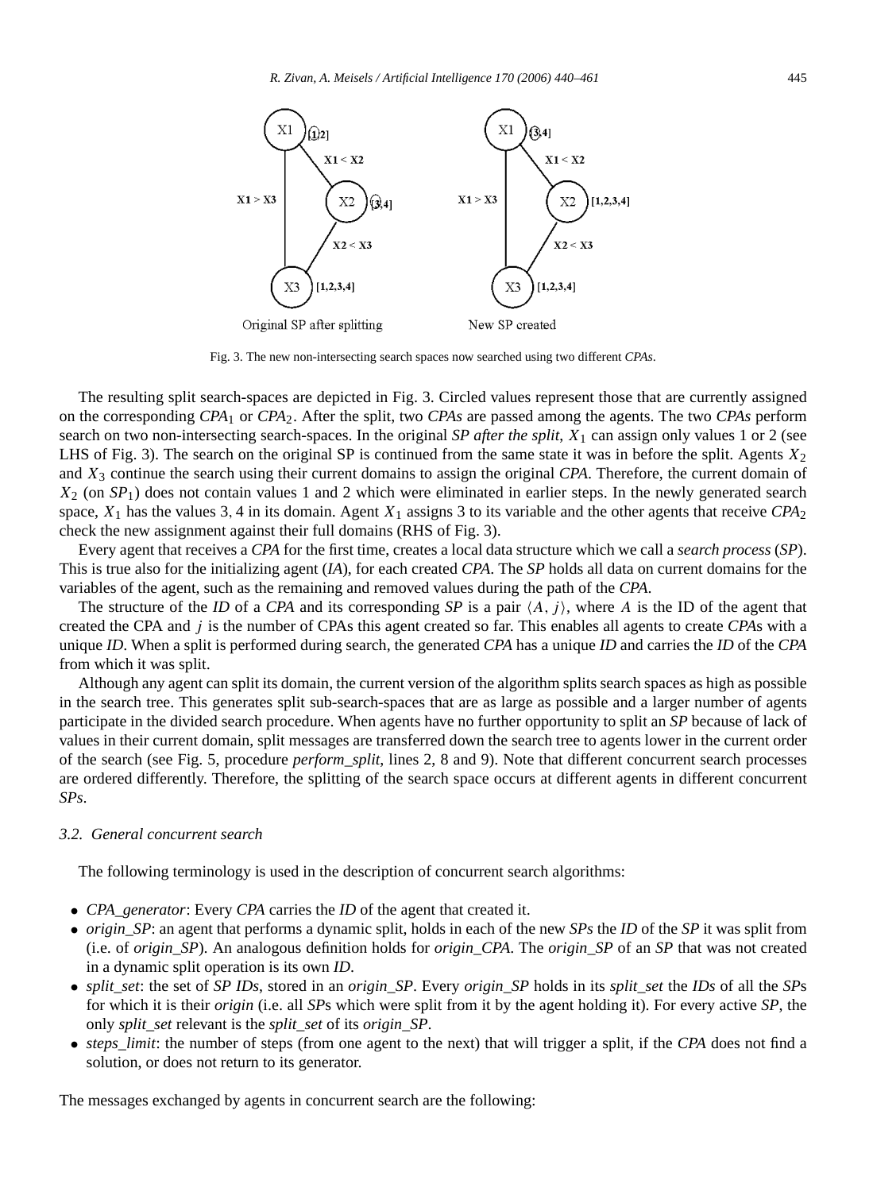Fig. 3. The new non-intersecting search spaces now searched using two different *CPAs*.

The resulting split search-spaces are depicted in Fig. 3. Circled values represent those that are currently assigned on the corresponding $CPA_1$ or $CPA_2$. After the split, two *CPAs* are passed among the agents. The two *CPAs* perform search on two non-intersecting search-spaces. In the original *SP after the split*, $X_1$ can assign only values 1 or 2 (see LHS of Fig. 3). The search on the original SP is continued from the same state it was in before the split. Agents $X_2$ and $X_3$ continue the search using their current domains to assign the original *CPA*. Therefore, the current domain of $X_2$ (on $SP_1$) does not contain values 1 and 2 which were eliminated in earlier steps. In the newly generated search space, $X_1$ has the values 3, 4 in its domain. Agent $X_1$ assigns 3 to its variable and the other agents that receive $CPA_2$ check the new assignment against their full domains (RHS of Fig. 3).

Every agent that receives a *CPA* for the first time, creates a local data structure which we call a *search process* (*SP*). This is true also for the initializing agent (*IA*), for each created *CPA*. The *SP* holds all data on current domains for the variables of the agent, such as the remaining and removed values during the path of the *CPA*.

The structure of the *ID* of a *CPA* and its corresponding *SP* is a pair $\langle A, j \rangle$, where $A$ is the ID of the agent that created the CPA and $j$ is the number of CPAs this agent created so far. This enables all agents to create *CPA*s with a unique *ID*. When a split is performed during search, the generated *CPA* has a unique *ID* and carries the *ID* of the *CPA* from which it was split.

Although any agent can split its domain, the current version of the algorithm splits search spaces as high as possible in the search tree. This generates split sub-search-spaces that are as large as possible and a larger number of agents participate in the divided search procedure. When agents have no further opportunity to split an *SP* because of lack of values in their current domain, split messages are transferred down the search tree to agents lower in the current order of the search (see Fig. 5, procedure *perform_split*, lines 2, 8 and 9). Note that different concurrent search processes are ordered differently. Therefore, the splitting of the search space occurs at different agents in different concurrent *SPs*.

### 3.2. General concurrent search

The following terminology is used in the description of concurrent search algorithms:

- *CPA_generator*: Every *CPA* carries the *ID* of the agent that created it.
- *origin_SP*: an agent that performs a dynamic split, holds in each of the new *SPs* the *ID* of the *SP* it was split from (i.e. of *origin_SP*). An analogous definition holds for *origin_CPA*. The *origin_SP* of an *SP* that was not created in a dynamic split operation is its own *ID*.
- *split_set*: the set of *SP IDs*, stored in an *origin_SP*. Every *origin_SP* holds in its *split_set* the *IDs* of all the *SP*s for which it is their *origin* (i.e. all *SP*s which were split from it by the agent holding it). For every active *SP*, the only *split_set* relevant is the *split_set* of its *origin_SP*.
- *steps_limit*: the number of steps (from one agent to the next) that will trigger a split, if the *CPA* does not find a solution, or does not return to its generator.

The messages exchanged by agents in concurrent search are the following: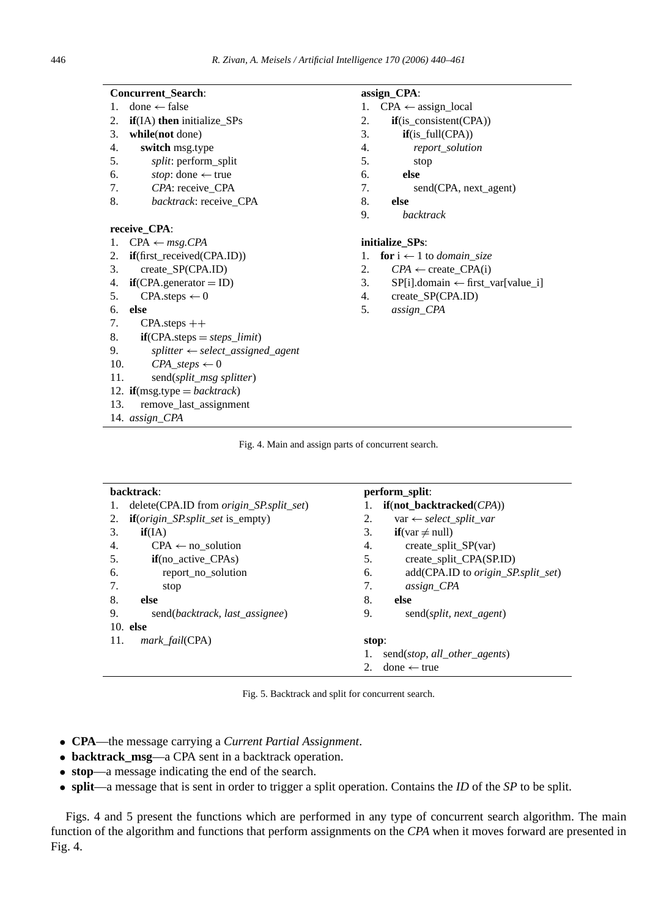```
Concurrent_Search:
1.  done ← false
2.  if(IA) then initialize_SPs
3.  while(not done)
4.     switch msg.type
5.        split: perform_split
6.        stop: done ← true
7.        CPA: receive_CPA
8.        backtrack: receive_CPA

receive_CPA:
1.  CPA ← msg.CPA
2.  if(first_received(CPA.ID))
3.     create_SP(CPA.ID)
4.  if(CPA.generator = ID)
5.     CPA.steps ← 0
6.  else
7.     CPA.steps ++
8.     if(CPA.steps = steps_limit)
9.        splitter ← select_assigned_agent
10.       CPA_steps ← 0
11.       send(split_msg splitter)
12. if(msg.type = backtrack)
13.    remove_last_assignment
14. assign_CPA

assign_CPA:
1.  CPA ← assign_local
2.     if(is_consistent(CPA))
3.        if(is_full(CPA))
4.           report_solution
5.           stop
6.        else
7.           send(CPA, next_agent)
8.     else
9.        backtrack

initialize_SPs:
1.  for i ← 1 to domain_size
2.     CPA ← create_CPA(i)
3.     SP[i].domain ← first_var[value_i]
4.     create_SP(CPA.ID)
5.     assign_CPA
```

Fig. 4. Main and assign parts of concurrent search.

```
backtrack:
1.  delete(CPA.ID from origin_SP.split_set)
2.  if(origin_SP.split_set is_empty)
3.     if(IA)
4.        CPA ← no_solution
5.        if(no_active_CPAs)
6.           report_no_solution
7.           stop
8.     else
9.        send(backtrack, last_assignee)
10. else
11.    mark_fail(CPA)

perform_split:
1.  if(not_backtracked(CPA))
2.     var ← select_split_var
3.     if(var ≠ null)
4.        create_split_SP(var)
5.        create_split_CPA(SP.ID)
6.        add(CPA.ID to origin_SP.split_set)
7.        assign_CPA
8.     else
9.        send(split, next_agent)

stop:
1.  send(stop, all_other_agents)
2.  done ← true
```

Fig. 5. Backtrack and split for concurrent search.

- **CPA**—the message carrying a *Current Partial Assignment*.
- **backtrack_msg**—a CPA sent in a backtrack operation.
- **stop**—a message indicating the end of the search.
- **split**—a message that is sent in order to trigger a split operation. Contains the *ID* of the *SP* to be split.

Figs. 4 and 5 present the functions which are performed in any type of concurrent search algorithm. The main function of the algorithm and functions that perform assignments on the *CPA* when it moves forward are presented in Fig. 4.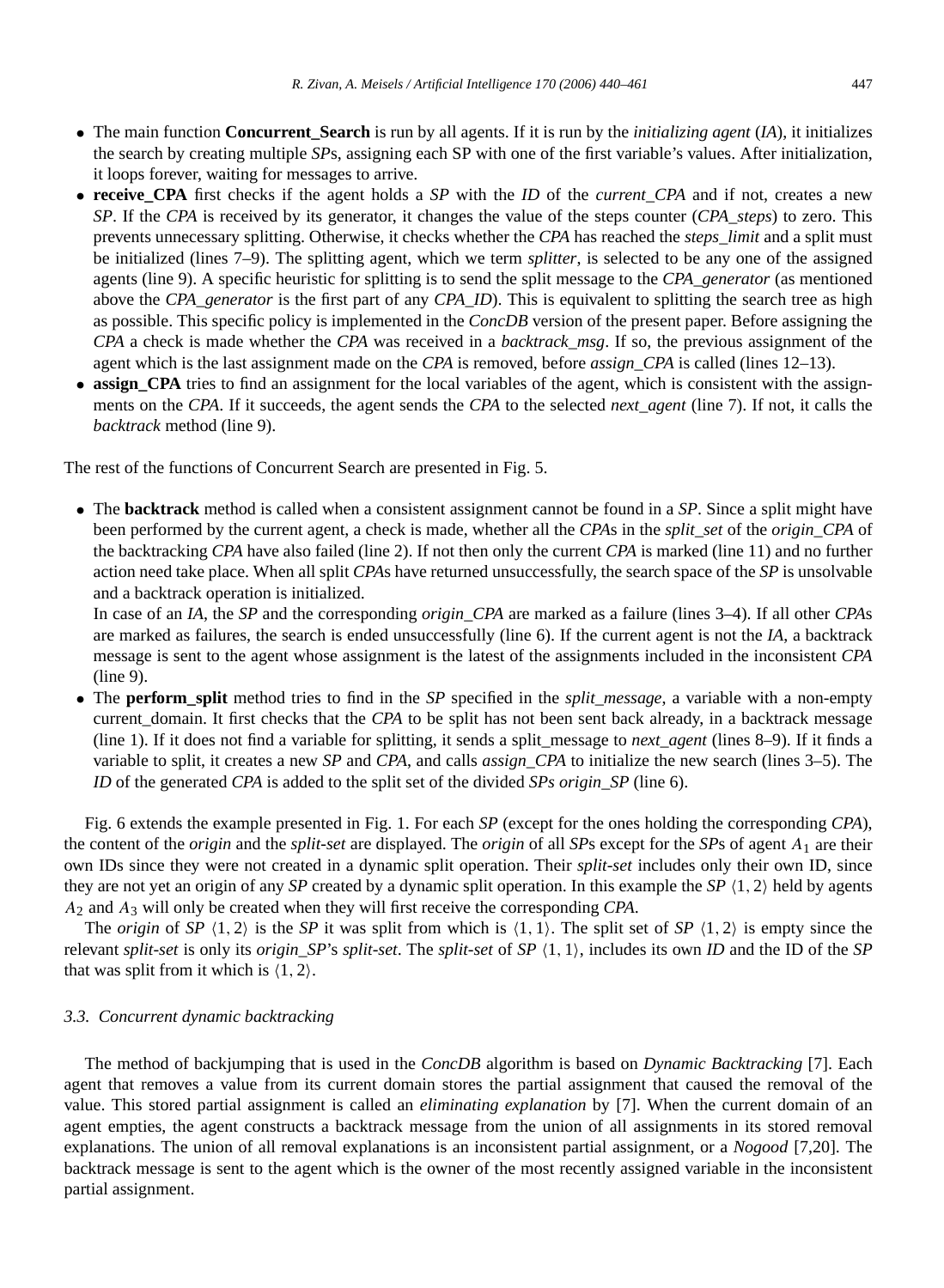- The main function **Concurrent_Search** is run by all agents. If it is run by the *initializing agent* (*IA*), it initializes the search by creating multiple *SP*s, assigning each SP with one of the first variable's values. After initialization, it loops forever, waiting for messages to arrive.
- **receive_CPA** first checks if the agent holds a *SP* with the *ID* of the *current_CPA* and if not, creates a new *SP*. If the *CPA* is received by its generator, it changes the value of the steps counter (*CPA_steps*) to zero. This prevents unnecessary splitting. Otherwise, it checks whether the *CPA* has reached the *steps_limit* and a split must be initialized (lines 7–9). The splitting agent, which we term *splitter*, is selected to be any one of the assigned agents (line 9). A specific heuristic for splitting is to send the split message to the *CPA_generator* (as mentioned above the *CPA_generator* is the first part of any *CPA_ID*). This is equivalent to splitting the search tree as high as possible. This specific policy is implemented in the *ConcDB* version of the present paper. Before assigning the *CPA* a check is made whether the *CPA* was received in a *backtrack_msg*. If so, the previous assignment of the agent which is the last assignment made on the *CPA* is removed, before *assign_CPA* is called (lines 12–13).
- **assign_CPA** tries to find an assignment for the local variables of the agent, which is consistent with the assignments on the *CPA*. If it succeeds, the agent sends the *CPA* to the selected *next_agent* (line 7). If not, it calls the *backtrack* method (line 9).

The rest of the functions of Concurrent Search are presented in Fig. 5.

- The **backtrack** method is called when a consistent assignment cannot be found in a *SP*. Since a split might have been performed by the current agent, a check is made, whether all the *CPA*s in the *split_set* of the *origin_CPA* of the backtracking *CPA* have also failed (line 2). If not then only the current *CPA* is marked (line 11) and no further action need take place. When all split *CPA*s have returned unsuccessfully, the search space of the *SP* is unsolvable and a backtrack operation is initialized.

  In case of an *IA*, the *SP* and the corresponding *origin_CPA* are marked as a failure (lines 3–4). If all other *CPA*s are marked as failures, the search is ended unsuccessfully (line 6). If the current agent is not the *IA*, a backtrack message is sent to the agent whose assignment is the latest of the assignments included in the inconsistent *CPA* (line 9).
- The **perform_split** method tries to find in the *SP* specified in the *split_message*, a variable with a non-empty current_domain. It first checks that the *CPA* to be split has not been sent back already, in a backtrack message (line 1). If it does not find a variable for splitting, it sends a split_message to *next_agent* (lines 8–9). If it finds a variable to split, it creates a new *SP* and *CPA*, and calls *assign_CPA* to initialize the new search (lines 3–5). The *ID* of the generated *CPA* is added to the split set of the divided *SPs origin_SP* (line 6).

Fig. 6 extends the example presented in Fig. 1. For each *SP* (except for the ones holding the corresponding *CPA*), the content of the *origin* and the *split-set* are displayed. The *origin* of all *SP*s except for the *SP*s of agent $A_1$ are their own IDs since they were not created in a dynamic split operation. Their *split-set* includes only their own ID, since they are not yet an origin of any *SP* created by a dynamic split operation. In this example the *SP* $\langle 1, 2\rangle$ held by agents $A_2$ and $A_3$ will only be created when they will first receive the corresponding *CPA*.

The *origin* of *SP* $\langle 1, 2\rangle$ is the *SP* it was split from which is $\langle 1, 1\rangle$. The split set of *SP* $\langle 1, 2\rangle$ is empty since the relevant *split-set* is only its *origin_SP*'s *split-set*. The *split-set* of *SP* $\langle 1, 1\rangle$, includes its own *ID* and the ID of the *SP* that was split from it which is $\langle 1, 2\rangle$.

### 3.3. Concurrent dynamic backtracking

The method of backjumping that is used in the *ConcDB* algorithm is based on *Dynamic Backtracking* [7]. Each agent that removes a value from its current domain stores the partial assignment that caused the removal of the value. This stored partial assignment is called an *eliminating explanation* by [7]. When the current domain of an agent empties, the agent constructs a backtrack message from the union of all assignments in its stored removal explanations. The union of all removal explanations is an inconsistent partial assignment, or a *Nogood* [7,20]. The backtrack message is sent to the agent which is the owner of the most recently assigned variable in the inconsistent partial assignment.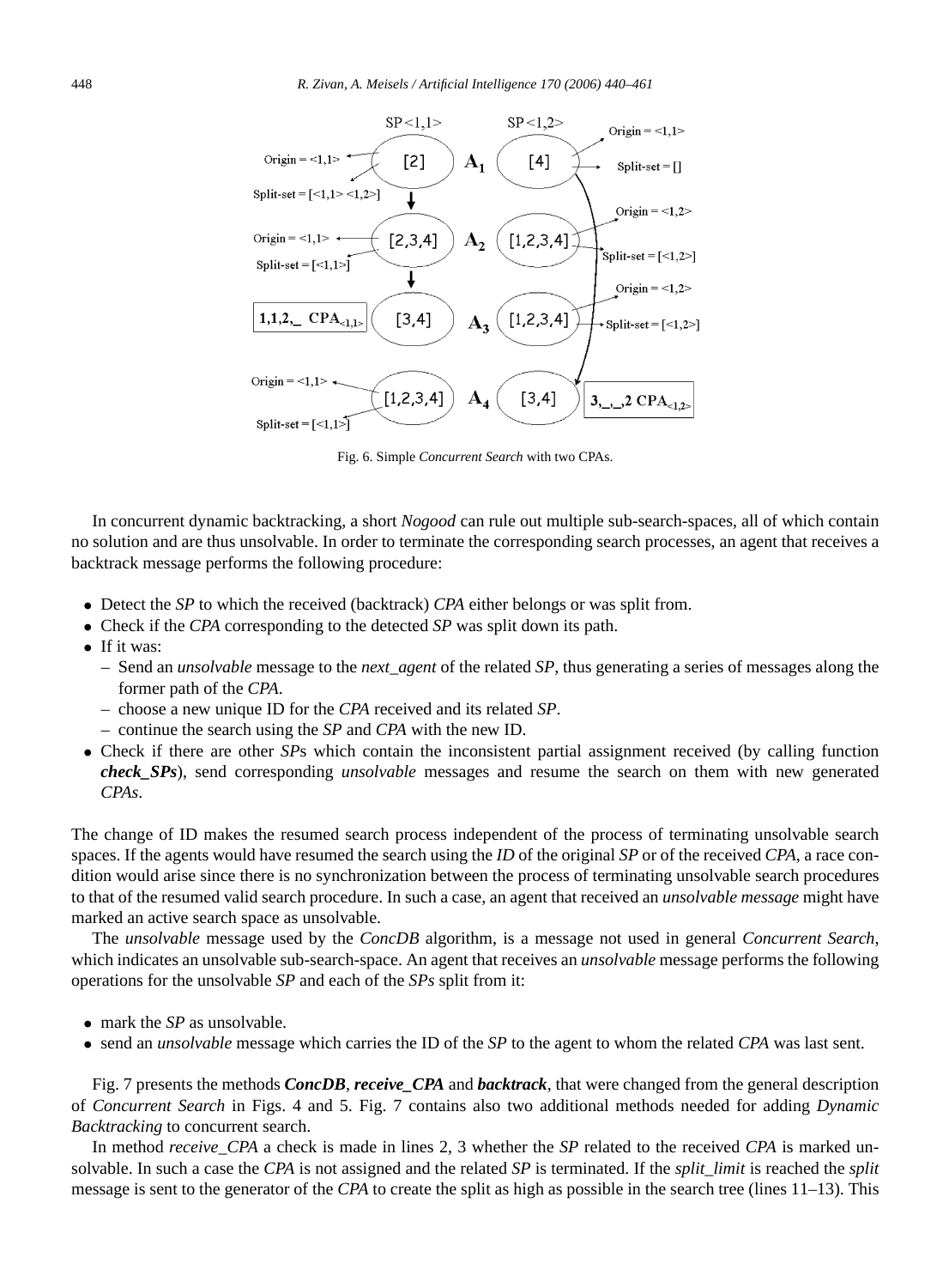SP<1,1>

SP<1,2>

Origin = <1,1>

[2]

$A_1$

[4]

Origin = <1,1>

Split-set = []

Split-set = [<1,1> <1,2>]

Origin = <1,2>

Origin = <1,1>

[2,3,4]

$A_2$

[1,2,3,4]

Split-set = [<1,2>]

Split-set = [<1,1>]

Origin = <1,2>

1,1,2,_ $CPA_{<1,1>}$

[3,4]

$A_3$

[1,2,3,4]

Split-set = [<1,2>]

Origin = <1,1>

[1,2,3,4]

$A_4$

[3,4]

3,_,_,2 $CPA_{<1,2>}$

Split-set = [<1,1>]

Fig. 6. Simple *Concurrent Search* with two CPAs.

In concurrent dynamic backtracking, a short *Nogood* can rule out multiple sub-search-spaces, all of which contain no solution and are thus unsolvable. In order to terminate the corresponding search processes, an agent that receives a backtrack message performs the following procedure:

- Detect the *SP* to which the received (backtrack) *CPA* either belongs or was split from.
- Check if the *CPA* corresponding to the detected *SP* was split down its path.
- If it was:
  - Send an *unsolvable* message to the *next_agent* of the related *SP*, thus generating a series of messages along the former path of the *CPA*.
  - choose a new unique ID for the *CPA* received and its related *SP*.
  - continue the search using the *SP* and *CPA* with the new ID.
- Check if there are other *SP*s which contain the inconsistent partial assignment received (by calling function ***check_SPs***), send corresponding *unsolvable* messages and resume the search on them with new generated *CPAs*.

The change of ID makes the resumed search process independent of the process of terminating unsolvable search spaces. If the agents would have resumed the search using the *ID* of the original *SP* or of the received *CPA*, a race condition would arise since there is no synchronization between the process of terminating unsolvable search procedures to that of the resumed valid search procedure. In such a case, an agent that received an *unsolvable message* might have marked an active search space as unsolvable.

The *unsolvable* message used by the *ConcDB* algorithm, is a message not used in general *Concurrent Search*, which indicates an unsolvable sub-search-space. An agent that receives an *unsolvable* message performs the following operations for the unsolvable *SP* and each of the *SPs* split from it:

- mark the *SP* as unsolvable.
- send an *unsolvable* message which carries the ID of the *SP* to the agent to whom the related *CPA* was last sent.

Fig. 7 presents the methods ***ConcDB***, ***receive_CPA*** and ***backtrack***, that were changed from the general description of *Concurrent Search* in Figs. 4 and 5. Fig. 7 contains also two additional methods needed for adding *Dynamic Backtracking* to concurrent search.

In method *receive_CPA* a check is made in lines 2, 3 whether the *SP* related to the received *CPA* is marked unsolvable. In such a case the *CPA* is not assigned and the related *SP* is terminated. If the *split_limit* is reached the *split* message is sent to the generator of the *CPA* to create the split as high as possible in the search tree (lines 11–13). This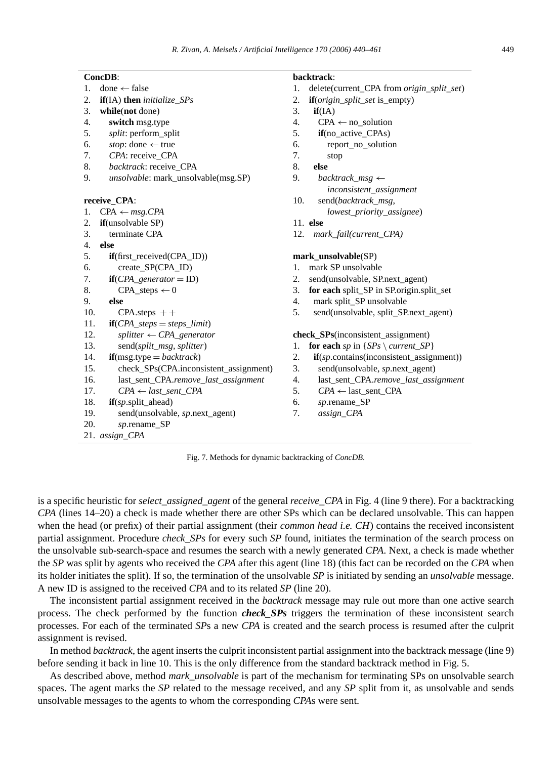```
ConcDB:
1.  done ← false
2.  if(IA) then initialize_SPs
3.  while(not done)
4.     switch msg.type
5.     split: perform_split
6.     stop: done ← true
7.     CPA: receive_CPA
8.     backtrack: receive_CPA
9.     unsolvable: mark_unsolvable(msg.SP)

receive_CPA:
1.  CPA ← msg.CPA
2.  if(unsolvable SP)
3.     terminate CPA
4.  else
5.     if(first_received(CPA_ID))
6.        create_SP(CPA_ID)
7.     if(CPA_generator = ID)
8.        CPA_steps ← 0
9.     else
10.       CPA.steps ++
11.    if(CPA_steps = steps_limit)
12.       splitter ← CPA_generator
13.       send(split_msg, splitter)
14.    if(msg.type = backtrack)
15.       check_SPs(CPA.inconsistent_assignment)
16.       last_sent_CPA.remove_last_assignment
17.       CPA ← last_sent_CPA
18.    if(sp.split_ahead)
19.       send(unsolvable, sp.next_agent)
20.       sp.rename_SP
21. assign_CPA
```

```
backtrack:
1.  delete(current_CPA from origin_split_set)
2.  if(origin_split_set is_empty)
3.    if(IA)
4.      CPA ← no_solution
5.      if(no_active_CPAs)
6.        report_no_solution
7.        stop
8.    else
9.      backtrack_msg ←
           inconsistent_assignment
10.     send(backtrack_msg,
           lowest_priority_assignee)
11. else
12.   mark_fail(current_CPA)

mark_unsolvable(SP)
1.  mark SP unsolvable
2.  send(unsolvable, SP.next_agent)
3.  for each split_SP in SP.origin.split_set
4.    mark split_SP unsolvable
5.    send(unsolvable, split_SP.next_agent)

check_SPs(inconsistent_assignment)
1.  for each sp in {SPs \ current_SP}
2.    if(sp.contains(inconsistent_assignment))
3.      send(unsolvable, sp.next_agent)
4.      last_sent_CPA.remove_last_assignment
5.      CPA ← last_sent_CPA
6.      sp.rename_SP
7.      assign_CPA
```

Fig. 7. Methods for dynamic backtracking of *ConcDB*.

is a specific heuristic for *select_assigned_agent* of the general *receive_CPA* in Fig. 4 (line 9 there). For a backtracking *CPA* (lines 14–20) a check is made whether there are other SPs which can be declared unsolvable. This can happen when the head (or prefix) of their partial assignment (their *common head i.e. CH*) contains the received inconsistent partial assignment. Procedure *check_SPs* for every such *SP* found, initiates the termination of the search process on the unsolvable sub-search-space and resumes the search with a newly generated *CPA*. Next, a check is made whether the *SP* was split by agents who received the *CPA* after this agent (line 18) (this fact can be recorded on the *CPA* when its holder initiates the split). If so, the termination of the unsolvable *SP* is initiated by sending an *unsolvable* message. A new ID is assigned to the received *CPA* and to its related *SP* (line 20).

The inconsistent partial assignment received in the *backtrack* message may rule out more than one active search process. The check performed by the function ***check_SPs*** triggers the termination of these inconsistent search processes. For each of the terminated *SP*s a new *CPA* is created and the search process is resumed after the culprit assignment is revised.

In method *backtrack*, the agent inserts the culprit inconsistent partial assignment into the backtrack message (line 9) before sending it back in line 10. This is the only difference from the standard backtrack method in Fig. 5.

As described above, method *mark_unsolvable* is part of the mechanism for terminating SPs on unsolvable search spaces. The agent marks the *SP* related to the message received, and any *SP* split from it, as unsolvable and sends unsolvable messages to the agents to whom the corresponding *CPA*s were sent.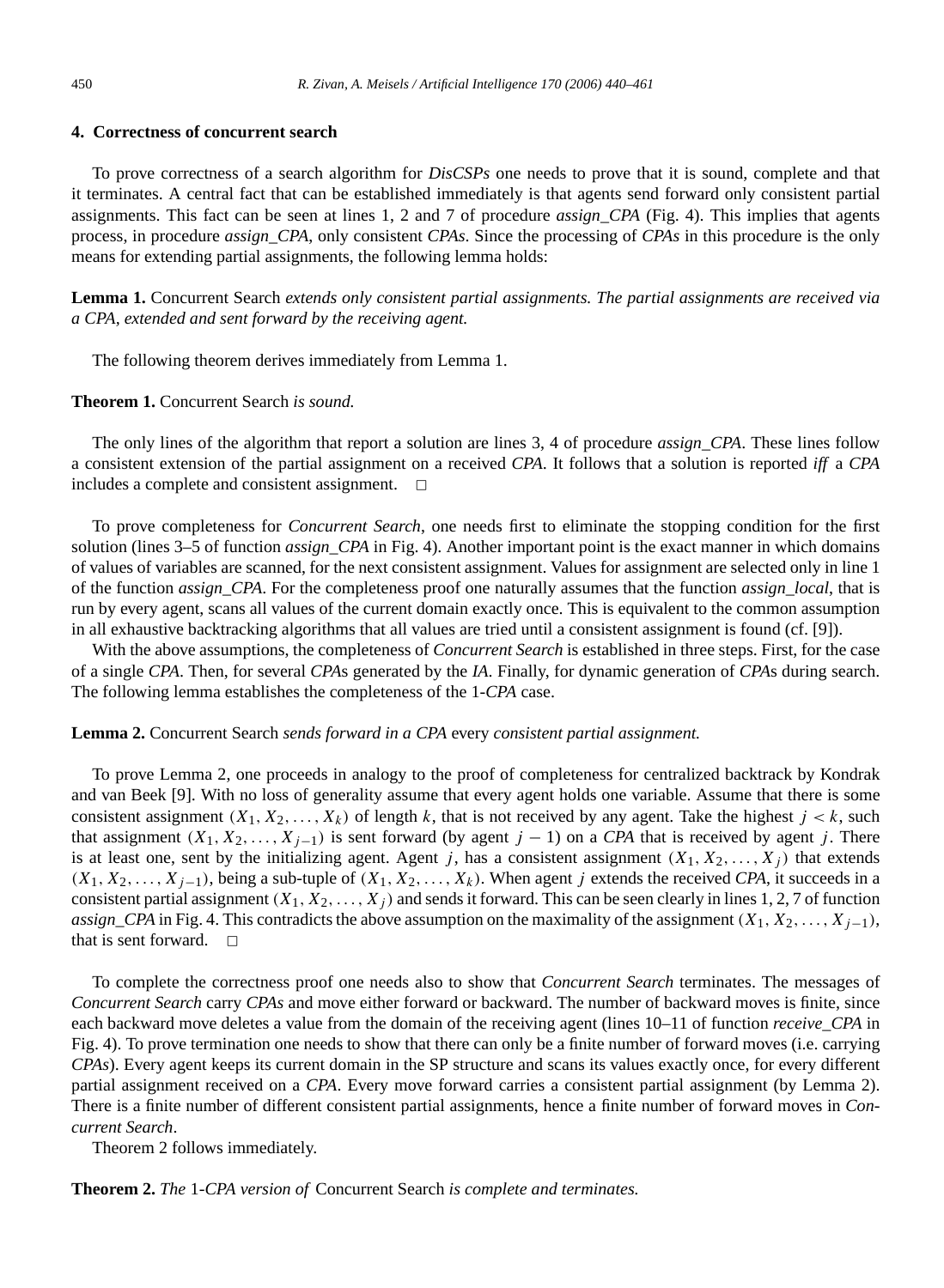## 4. Correctness of concurrent search

To prove correctness of a search algorithm for *DisCSPs* one needs to prove that it is sound, complete and that it terminates. A central fact that can be established immediately is that agents send forward only consistent partial assignments. This fact can be seen at lines 1, 2 and 7 of procedure *assign_CPA* (Fig. 4). This implies that agents process, in procedure *assign_CPA*, only consistent *CPAs*. Since the processing of *CPAs* in this procedure is the only means for extending partial assignments, the following lemma holds:

**Lemma 1.** Concurrent Search *extends only consistent partial assignments. The partial assignments are received via a CPA, extended and sent forward by the receiving agent.*

The following theorem derives immediately from Lemma 1.

**Theorem 1.** Concurrent Search *is sound.*

The only lines of the algorithm that report a solution are lines 3, 4 of procedure *assign_CPA*. These lines follow a consistent extension of the partial assignment on a received *CPA*. It follows that a solution is reported *iff* a *CPA* includes a complete and consistent assignment. □

To prove completeness for *Concurrent Search*, one needs first to eliminate the stopping condition for the first solution (lines 3–5 of function *assign_CPA* in Fig. 4). Another important point is the exact manner in which domains of values of variables are scanned, for the next consistent assignment. Values for assignment are selected only in line 1 of the function *assign_CPA*. For the completeness proof one naturally assumes that the function *assign_local*, that is run by every agent, scans all values of the current domain exactly once. This is equivalent to the common assumption in all exhaustive backtracking algorithms that all values are tried until a consistent assignment is found (cf. [9]).

With the above assumptions, the completeness of *Concurrent Search* is established in three steps. First, for the case of a single *CPA*. Then, for several *CPA*s generated by the *IA*. Finally, for dynamic generation of *CPA*s during search. The following lemma establishes the completeness of the 1-*CPA* case.

**Lemma 2.** Concurrent Search *sends forward in a CPA* every *consistent partial assignment.*

To prove Lemma 2, one proceeds in analogy to the proof of completeness for centralized backtrack by Kondrak and van Beek [9]. With no loss of generality assume that every agent holds one variable. Assume that there is some consistent assignment $(X_1, X_2, \ldots, X_k)$ of length $k$, that is not received by any agent. Take the highest $j < k$, such that assignment $(X_1, X_2, \ldots, X_{j-1})$ is sent forward (by agent $j-1$) on a *CPA* that is received by agent $j$. There is at least one, sent by the initializing agent. Agent $j$, has a consistent assignment $(X_1, X_2, \ldots, X_j)$ that extends $(X_1, X_2, \ldots, X_{j-1})$, being a sub-tuple of $(X_1, X_2, \ldots, X_k)$. When agent $j$ extends the received *CPA*, it succeeds in a consistent partial assignment $(X_1, X_2, \ldots, X_j)$ and sends it forward. This can be seen clearly in lines 1, 2, 7 of function *assign_CPA* in Fig. 4. This contradicts the above assumption on the maximality of the assignment $(X_1, X_2, \ldots, X_{j-1})$, that is sent forward. □

To complete the correctness proof one needs also to show that *Concurrent Search* terminates. The messages of *Concurrent Search* carry *CPAs* and move either forward or backward. The number of backward moves is finite, since each backward move deletes a value from the domain of the receiving agent (lines 10–11 of function *receive_CPA* in Fig. 4). To prove termination one needs to show that there can only be a finite number of forward moves (i.e. carrying *CPAs*). Every agent keeps its current domain in the SP structure and scans its values exactly once, for every different partial assignment received on a *CPA*. Every move forward carries a consistent partial assignment (by Lemma 2). There is a finite number of different consistent partial assignments, hence a finite number of forward moves in *Concurrent Search*.

Theorem 2 follows immediately.

**Theorem 2.** *The* 1-*CPA version of* Concurrent Search *is complete and terminates.*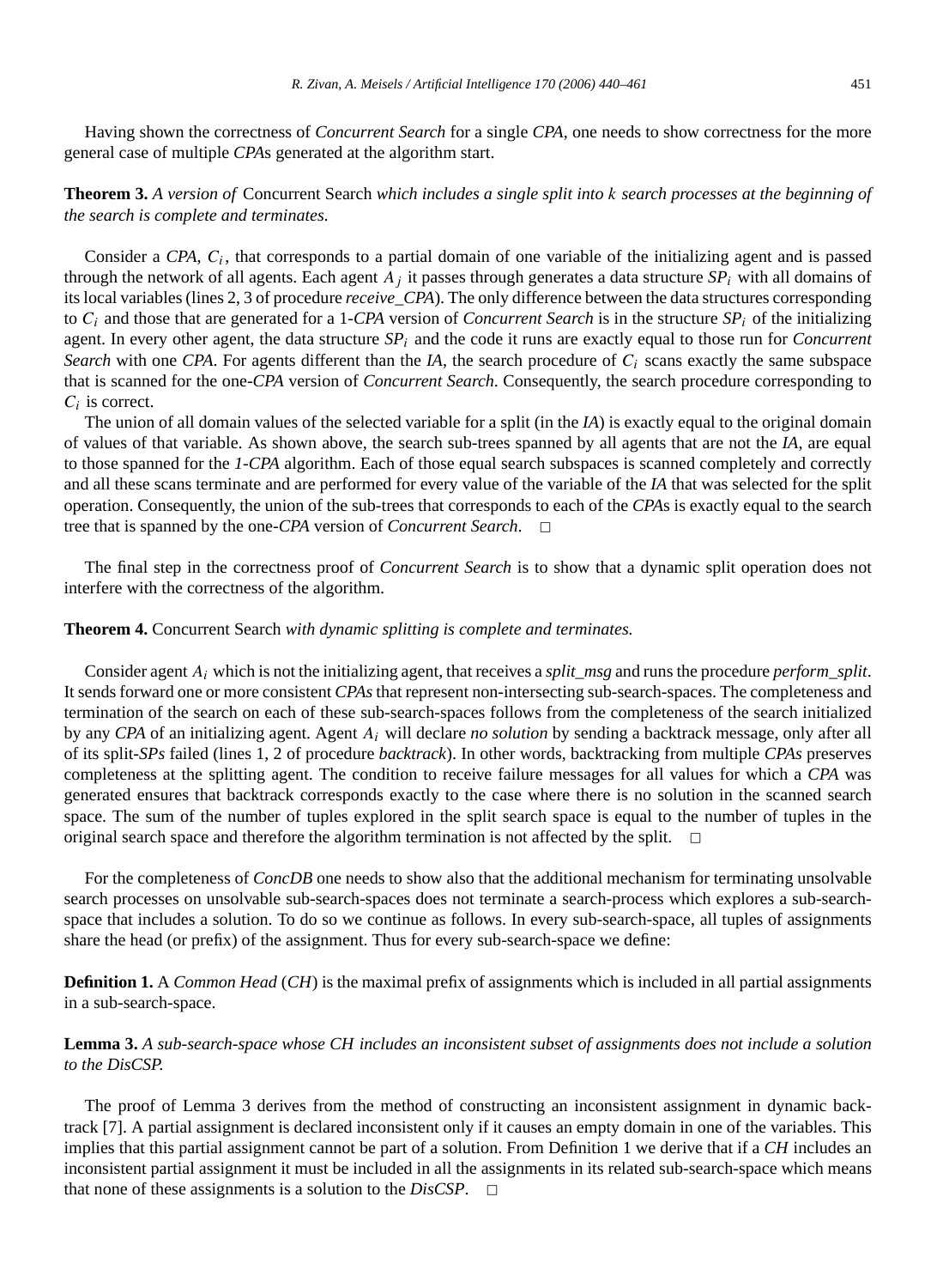Having shown the correctness of *Concurrent Search* for a single *CPA*, one needs to show correctness for the more general case of multiple *CPA*s generated at the algorithm start.

**Theorem 3.** *A version of* Concurrent Search *which includes a single split into $k$ search processes at the beginning of the search is complete and terminates.*

Consider a *CPA*, $C_i$, that corresponds to a partial domain of one variable of the initializing agent and is passed through the network of all agents. Each agent $A_j$ it passes through generates a data structure $SP_i$ with all domains of its local variables (lines 2, 3 of procedure *receive_CPA*). The only difference between the data structures corresponding to $C_i$ and those that are generated for a 1-*CPA* version of *Concurrent Search* is in the structure $SP_i$ of the initializing agent. In every other agent, the data structure $SP_i$ and the code it runs are exactly equal to those run for *Concurrent Search* with one *CPA*. For agents different than the *IA*, the search procedure of $C_i$ scans exactly the same subspace that is scanned for the one-*CPA* version of *Concurrent Search*. Consequently, the search procedure corresponding to $C_i$ is correct.

The union of all domain values of the selected variable for a split (in the *IA*) is exactly equal to the original domain of values of that variable. As shown above, the search sub-trees spanned by all agents that are not the *IA*, are equal to those spanned for the *1-CPA* algorithm. Each of those equal search subspaces is scanned completely and correctly and all these scans terminate and are performed for every value of the variable of the *IA* that was selected for the split operation. Consequently, the union of the sub-trees that corresponds to each of the *CPA*s is exactly equal to the search tree that is spanned by the one-*CPA* version of *Concurrent Search*. □

The final step in the correctness proof of *Concurrent Search* is to show that a dynamic split operation does not interfere with the correctness of the algorithm.

**Theorem 4.** Concurrent Search *with dynamic splitting is complete and terminates.*

Consider agent $A_i$ which is not the initializing agent, that receives a *split_msg* and runs the procedure *perform_split*. It sends forward one or more consistent *CPAs* that represent non-intersecting sub-search-spaces. The completeness and termination of the search on each of these sub-search-spaces follows from the completeness of the search initialized by any *CPA* of an initializing agent. Agent $A_i$ will declare *no solution* by sending a backtrack message, only after all of its split-*SPs* failed (lines 1, 2 of procedure *backtrack*). In other words, backtracking from multiple *CPAs* preserves completeness at the splitting agent. The condition to receive failure messages for all values for which a *CPA* was generated ensures that backtrack corresponds exactly to the case where there is no solution in the scanned search space. The sum of the number of tuples explored in the split search space is equal to the number of tuples in the original search space and therefore the algorithm termination is not affected by the split. □

For the completeness of *ConcDB* one needs to show also that the additional mechanism for terminating unsolvable search processes on unsolvable sub-search-spaces does not terminate a search-process which explores a sub-search-space that includes a solution. To do so we continue as follows. In every sub-search-space, all tuples of assignments share the head (or prefix) of the assignment. Thus for every sub-search-space we define:

**Definition 1.** A *Common Head* (*CH*) is the maximal prefix of assignments which is included in all partial assignments in a sub-search-space.

**Lemma 3.** *A sub-search-space whose CH includes an inconsistent subset of assignments does not include a solution to the DisCSP.*

The proof of Lemma 3 derives from the method of constructing an inconsistent assignment in dynamic backtrack [7]. A partial assignment is declared inconsistent only if it causes an empty domain in one of the variables. This implies that this partial assignment cannot be part of a solution. From Definition 1 we derive that if a *CH* includes an inconsistent partial assignment it must be included in all the assignments in its related sub-search-space which means that none of these assignments is a solution to the *DisCSP*. □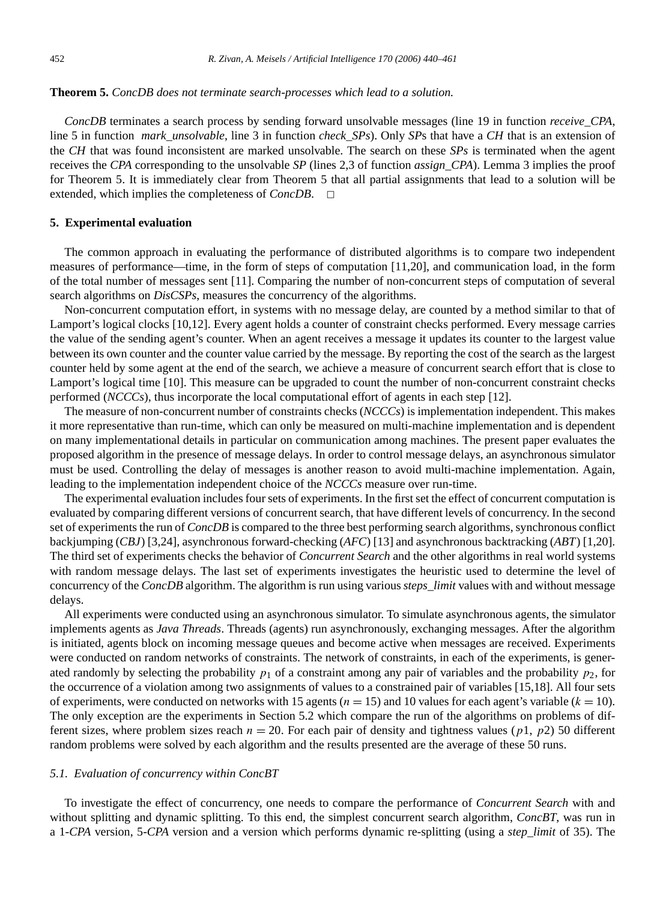**Theorem 5.** *ConcDB does not terminate search-processes which lead to a solution.*

*ConcDB* terminates a search process by sending forward unsolvable messages (line 19 in function *receive_CPA*, line 5 in function *mark_unsolvable*, line 3 in function *check_SPs*). Only *SP*s that have a *CH* that is an extension of the *CH* that was found inconsistent are marked unsolvable. The search on these *SPs* is terminated when the agent receives the *CPA* corresponding to the unsolvable *SP* (lines 2,3 of function *assign_CPA*). Lemma 3 implies the proof for Theorem 5. It is immediately clear from Theorem 5 that all partial assignments that lead to a solution will be extended, which implies the completeness of *ConcDB*. □

## 5. Experimental evaluation

The common approach in evaluating the performance of distributed algorithms is to compare two independent measures of performance—time, in the form of steps of computation [11,20], and communication load, in the form of the total number of messages sent [11]. Comparing the number of non-concurrent steps of computation of several search algorithms on *DisCSPs*, measures the concurrency of the algorithms.

Non-concurrent computation effort, in systems with no message delay, are counted by a method similar to that of Lamport's logical clocks [10,12]. Every agent holds a counter of constraint checks performed. Every message carries the value of the sending agent's counter. When an agent receives a message it updates its counter to the largest value between its own counter and the counter value carried by the message. By reporting the cost of the search as the largest counter held by some agent at the end of the search, we achieve a measure of concurrent search effort that is close to Lamport's logical time [10]. This measure can be upgraded to count the number of non-concurrent constraint checks performed (*NCCCs*), thus incorporate the local computational effort of agents in each step [12].

The measure of non-concurrent number of constraints checks (*NCCCs*) is implementation independent. This makes it more representative than run-time, which can only be measured on multi-machine implementation and is dependent on many implementational details in particular on communication among machines. The present paper evaluates the proposed algorithm in the presence of message delays. In order to control message delays, an asynchronous simulator must be used. Controlling the delay of messages is another reason to avoid multi-machine implementation. Again, leading to the implementation independent choice of the *NCCCs* measure over run-time.

The experimental evaluation includes four sets of experiments. In the first set the effect of concurrent computation is evaluated by comparing different versions of concurrent search, that have different levels of concurrency. In the second set of experiments the run of *ConcDB* is compared to the three best performing search algorithms, synchronous conflict backjumping (*CBJ*) [3,24], asynchronous forward-checking (*AFC*) [13] and asynchronous backtracking (*ABT*) [1,20]. The third set of experiments checks the behavior of *Concurrent Search* and the other algorithms in real world systems with random message delays. The last set of experiments investigates the heuristic used to determine the level of concurrency of the *ConcDB* algorithm. The algorithm is run using various *steps_limit* values with and without message delays.

All experiments were conducted using an asynchronous simulator. To simulate asynchronous agents, the simulator implements agents as *Java Threads*. Threads (agents) run asynchronously, exchanging messages. After the algorithm is initiated, agents block on incoming message queues and become active when messages are received. Experiments were conducted on random networks of constraints. The network of constraints, in each of the experiments, is generated randomly by selecting the probability $p_1$ of a constraint among any pair of variables and the probability $p_2$, for the occurrence of a violation among two assignments of values to a constrained pair of variables [15,18]. All four sets of experiments, were conducted on networks with 15 agents ($n = 15$) and 10 values for each agent's variable ($k = 10$). The only exception are the experiments in Section 5.2 which compare the run of the algorithms on problems of different sizes, where problem sizes reach $n = 20$. For each pair of density and tightness values ($p1$, $p2$) 50 different random problems were solved by each algorithm and the results presented are the average of these 50 runs.

### 5.1. Evaluation of concurrency within ConcBT

To investigate the effect of concurrency, one needs to compare the performance of *Concurrent Search* with and without splitting and dynamic splitting. To this end, the simplest concurrent search algorithm, *ConcBT*, was run in a 1-*CPA* version, 5-*CPA* version and a version which performs dynamic re-splitting (using a *step_limit* of 35). The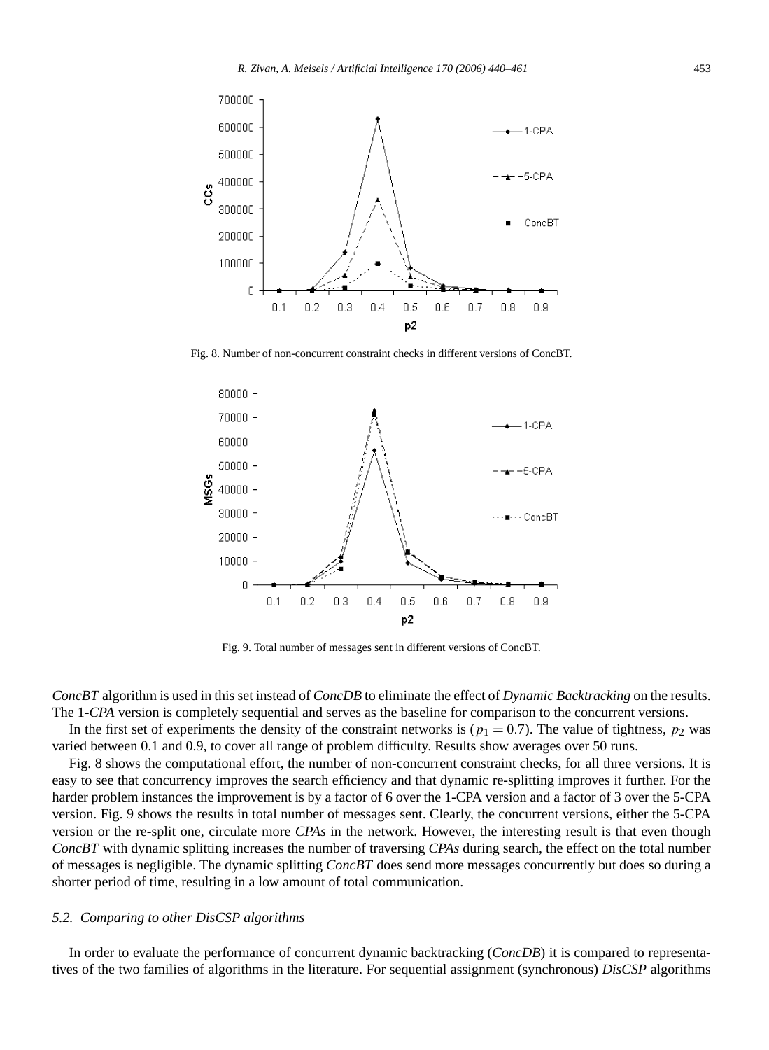Fig. 8. Number of non-concurrent constraint checks in different versions of ConcBT.

Fig. 9. Total number of messages sent in different versions of ConcBT.

*ConcBT* algorithm is used in this set instead of *ConcDB* to eliminate the effect of *Dynamic Backtracking* on the results. The 1-*CPA* version is completely sequential and serves as the baseline for comparison to the concurrent versions.

In the first set of experiments the density of the constraint networks is ($p_1 = 0.7$). The value of tightness, $p_2$ was varied between 0.1 and 0.9, to cover all range of problem difficulty. Results show averages over 50 runs.

Fig. 8 shows the computational effort, the number of non-concurrent constraint checks, for all three versions. It is easy to see that concurrency improves the search efficiency and that dynamic re-splitting improves it further. For the harder problem instances the improvement is by a factor of 6 over the 1-CPA version and a factor of 3 over the 5-CPA version. Fig. 9 shows the results in total number of messages sent. Clearly, the concurrent versions, either the 5-CPA version or the re-split one, circulate more *CPAs* in the network. However, the interesting result is that even though *ConcBT* with dynamic splitting increases the number of traversing *CPAs* during search, the effect on the total number of messages is negligible. The dynamic splitting *ConcBT* does send more messages concurrently but does so during a shorter period of time, resulting in a low amount of total communication.

### *5.2. Comparing to other DisCSP algorithms*

In order to evaluate the performance of concurrent dynamic backtracking (*ConcDB*) it is compared to representatives of the two families of algorithms in the literature. For sequential assignment (synchronous) *DisCSP* algorithms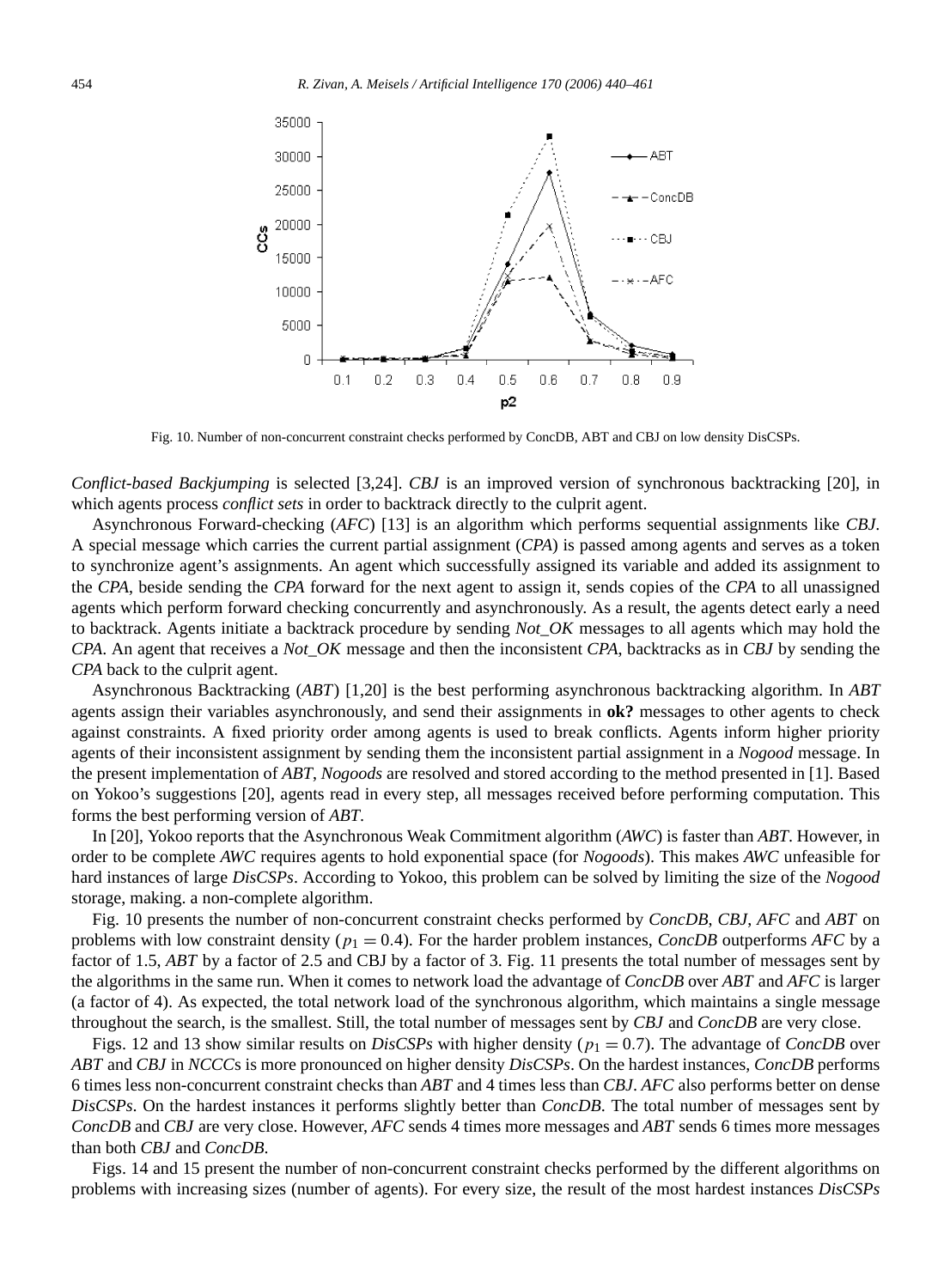Fig. 10. Number of non-concurrent constraint checks performed by ConcDB, ABT and CBJ on low density DisCSPs.

*Conflict-based Backjumping* is selected [3,24]. *CBJ* is an improved version of synchronous backtracking [20], in which agents process *conflict sets* in order to backtrack directly to the culprit agent.

Asynchronous Forward-checking (*AFC*) [13] is an algorithm which performs sequential assignments like *CBJ*. A special message which carries the current partial assignment (*CPA*) is passed among agents and serves as a token to synchronize agent's assignments. An agent which successfully assigned its variable and added its assignment to the *CPA*, beside sending the *CPA* forward for the next agent to assign it, sends copies of the *CPA* to all unassigned agents which perform forward checking concurrently and asynchronously. As a result, the agents detect early a need to backtrack. Agents initiate a backtrack procedure by sending *Not_OK* messages to all agents which may hold the *CPA*. An agent that receives a *Not_OK* message and then the inconsistent *CPA*, backtracks as in *CBJ* by sending the *CPA* back to the culprit agent.

Asynchronous Backtracking (*ABT*) [1,20] is the best performing asynchronous backtracking algorithm. In *ABT* agents assign their variables asynchronously, and send their assignments in **ok?** messages to other agents to check against constraints. A fixed priority order among agents is used to break conflicts. Agents inform higher priority agents of their inconsistent assignment by sending them the inconsistent partial assignment in a *Nogood* message. In the present implementation of *ABT*, *Nogoods* are resolved and stored according to the method presented in [1]. Based on Yokoo's suggestions [20], agents read in every step, all messages received before performing computation. This forms the best performing version of *ABT*.

In [20], Yokoo reports that the Asynchronous Weak Commitment algorithm (*AWC*) is faster than *ABT*. However, in order to be complete *AWC* requires agents to hold exponential space (for *Nogoods*). This makes *AWC* unfeasible for hard instances of large *DisCSPs*. According to Yokoo, this problem can be solved by limiting the size of the *Nogood* storage, making. a non-complete algorithm.

Fig. 10 presents the number of non-concurrent constraint checks performed by *ConcDB*, *CBJ*, *AFC* and *ABT* on problems with low constraint density ($p_1 = 0.4$). For the harder problem instances, *ConcDB* outperforms *AFC* by a factor of 1.5, *ABT* by a factor of 2.5 and CBJ by a factor of 3. Fig. 11 presents the total number of messages sent by the algorithms in the same run. When it comes to network load the advantage of *ConcDB* over *ABT* and *AFC* is larger (a factor of 4). As expected, the total network load of the synchronous algorithm, which maintains a single message throughout the search, is the smallest. Still, the total number of messages sent by *CBJ* and *ConcDB* are very close.

Figs. 12 and 13 show similar results on *DisCSPs* with higher density ($p_1 = 0.7$). The advantage of *ConcDB* over *ABT* and *CBJ* in *NCCCs* is more pronounced on higher density *DisCSPs*. On the hardest instances, *ConcDB* performs 6 times less non-concurrent constraint checks than *ABT* and 4 times less than *CBJ*. *AFC* also performs better on dense *DisCSPs*. On the hardest instances it performs slightly better than *ConcDB*. The total number of messages sent by *ConcDB* and *CBJ* are very close. However, *AFC* sends 4 times more messages and *ABT* sends 6 times more messages than both *CBJ* and *ConcDB*.

Figs. 14 and 15 present the number of non-concurrent constraint checks performed by the different algorithms on problems with increasing sizes (number of agents). For every size, the result of the most hardest instances *DisCSPs*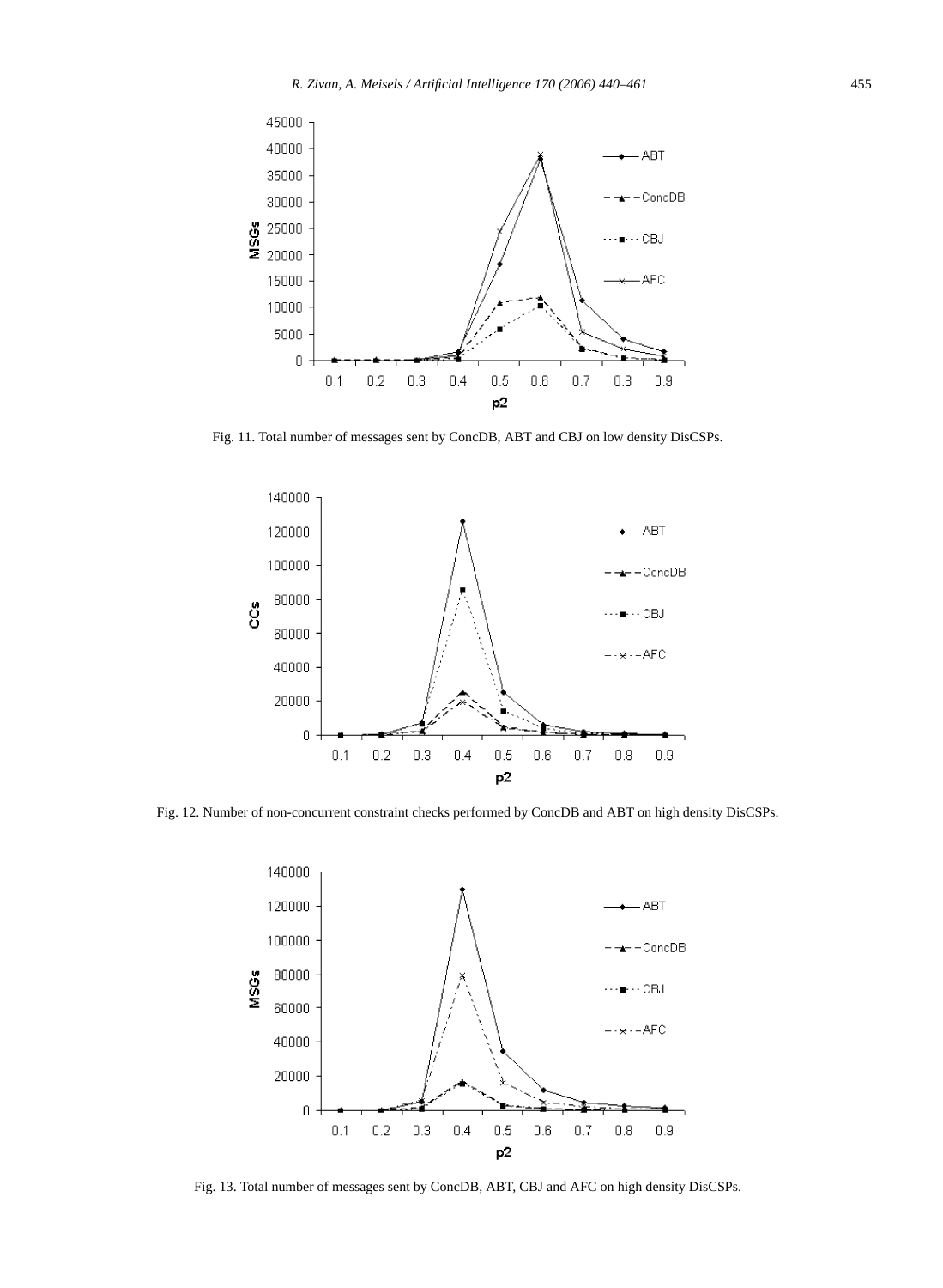Fig. 11. Total number of messages sent by ConcDB, ABT and CBJ on low density DisCSPs.

Fig. 12. Number of non-concurrent constraint checks performed by ConcDB and ABT on high density DisCSPs.

Fig. 13. Total number of messages sent by ConcDB, ABT, CBJ and AFC on high density DisCSPs.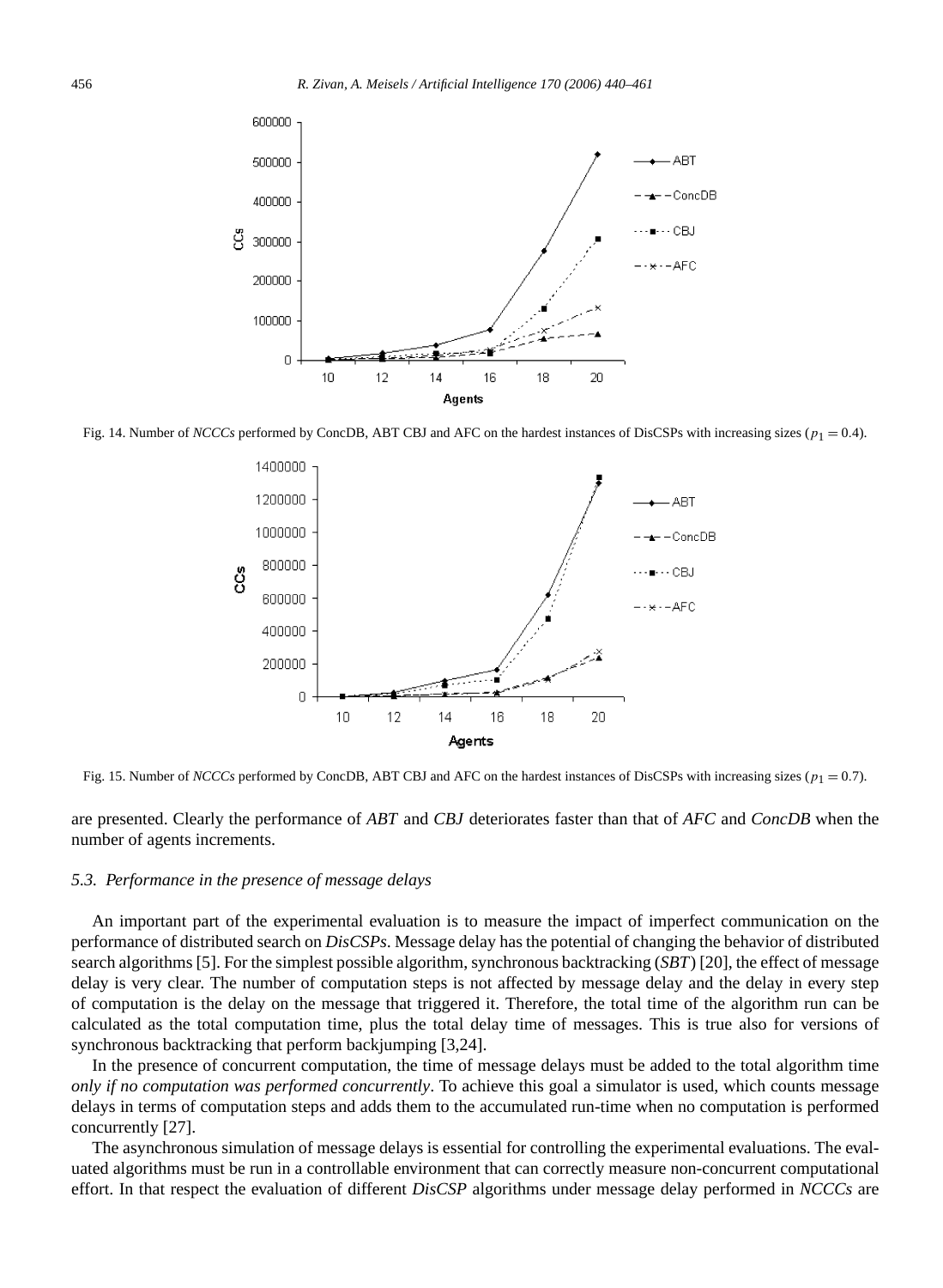Fig. 14. Number of *NCCCs* performed by ConcDB, ABT CBJ and AFC on the hardest instances of DisCSPs with increasing sizes ($p_1 = 0.4$).

Fig. 15. Number of *NCCCs* performed by ConcDB, ABT CBJ and AFC on the hardest instances of DisCSPs with increasing sizes ($p_1 = 0.7$).

are presented. Clearly the performance of *ABT* and *CBJ* deteriorates faster than that of *AFC* and *ConcDB* when the number of agents increments.

### 5.3. Performance in the presence of message delays

An important part of the experimental evaluation is to measure the impact of imperfect communication on the performance of distributed search on *DisCSPs*. Message delay has the potential of changing the behavior of distributed search algorithms [5]. For the simplest possible algorithm, synchronous backtracking (*SBT*) [20], the effect of message delay is very clear. The number of computation steps is not affected by message delay and the delay in every step of computation is the delay on the message that triggered it. Therefore, the total time of the algorithm run can be calculated as the total computation time, plus the total delay time of messages. This is true also for versions of synchronous backtracking that perform backjumping [3,24].

In the presence of concurrent computation, the time of message delays must be added to the total algorithm time *only if no computation was performed concurrently*. To achieve this goal a simulator is used, which counts message delays in terms of computation steps and adds them to the accumulated run-time when no computation is performed concurrently [27].

The asynchronous simulation of message delays is essential for controlling the experimental evaluations. The evaluated algorithms must be run in a controllable environment that can correctly measure non-concurrent computational effort. In that respect the evaluation of different *DisCSP* algorithms under message delay performed in *NCCCs* are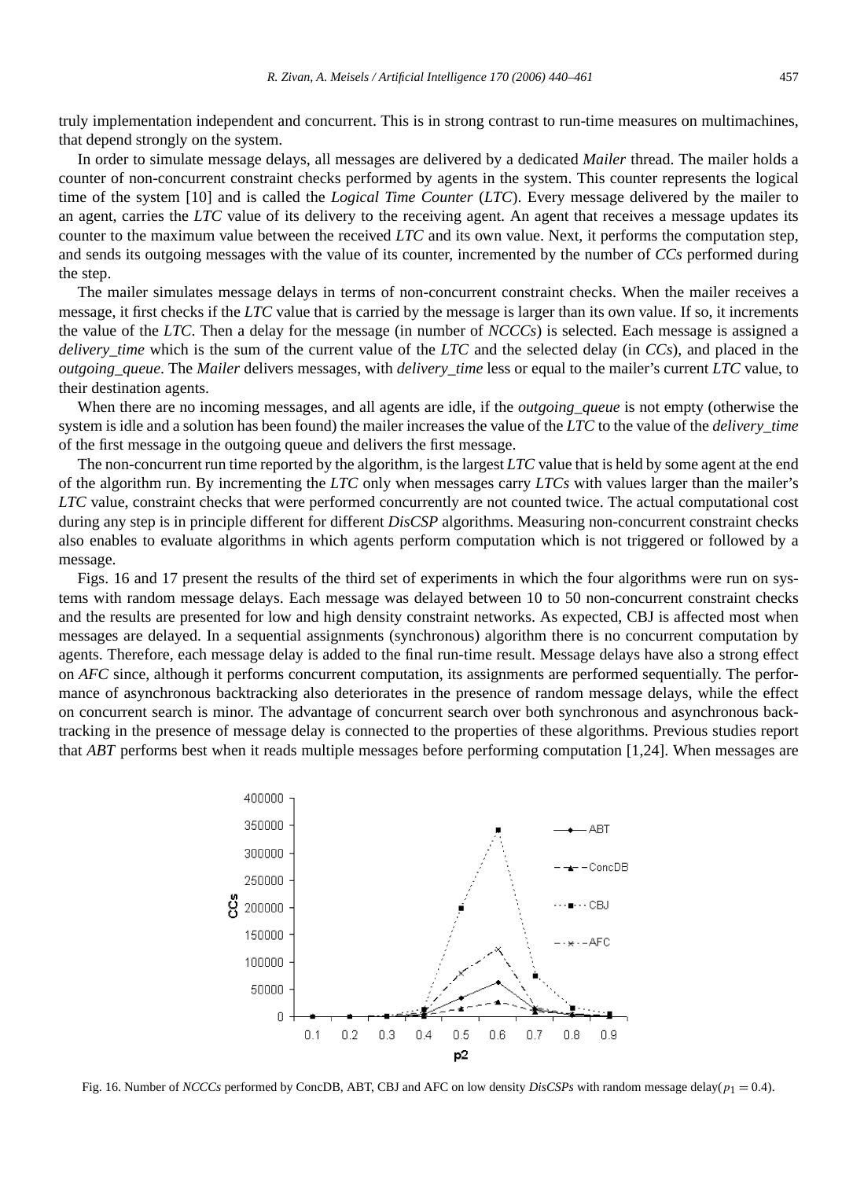truly implementation independent and concurrent. This is in strong contrast to run-time measures on multimachines, that depend strongly on the system.

In order to simulate message delays, all messages are delivered by a dedicated *Mailer* thread. The mailer holds a counter of non-concurrent constraint checks performed by agents in the system. This counter represents the logical time of the system [10] and is called the *Logical Time Counter* (*LTC*). Every message delivered by the mailer to an agent, carries the *LTC* value of its delivery to the receiving agent. An agent that receives a message updates its counter to the maximum value between the received *LTC* and its own value. Next, it performs the computation step, and sends its outgoing messages with the value of its counter, incremented by the number of *CCs* performed during the step.

The mailer simulates message delays in terms of non-concurrent constraint checks. When the mailer receives a message, it first checks if the *LTC* value that is carried by the message is larger than its own value. If so, it increments the value of the *LTC*. Then a delay for the message (in number of *NCCCs*) is selected. Each message is assigned a *delivery_time* which is the sum of the current value of the *LTC* and the selected delay (in *CCs*), and placed in the *outgoing_queue*. The *Mailer* delivers messages, with *delivery_time* less or equal to the mailer's current *LTC* value, to their destination agents.

When there are no incoming messages, and all agents are idle, if the *outgoing_queue* is not empty (otherwise the system is idle and a solution has been found) the mailer increases the value of the *LTC* to the value of the *delivery_time* of the first message in the outgoing queue and delivers the first message.

The non-concurrent run time reported by the algorithm, is the largest *LTC* value that is held by some agent at the end of the algorithm run. By incrementing the *LTC* only when messages carry *LTCs* with values larger than the mailer's *LTC* value, constraint checks that were performed concurrently are not counted twice. The actual computational cost during any step is in principle different for different *DisCSP* algorithms. Measuring non-concurrent constraint checks also enables to evaluate algorithms in which agents perform computation which is not triggered or followed by a message.

Figs. 16 and 17 present the results of the third set of experiments in which the four algorithms were run on systems with random message delays. Each message was delayed between 10 to 50 non-concurrent constraint checks and the results are presented for low and high density constraint networks. As expected, CBJ is affected most when messages are delayed. In a sequential assignments (synchronous) algorithm there is no concurrent computation by agents. Therefore, each message delay is added to the final run-time result. Message delays have also a strong effect on *AFC* since, although it performs concurrent computation, its assignments are performed sequentially. The performance of asynchronous backtracking also deteriorates in the presence of random message delays, while the effect on concurrent search is minor. The advantage of concurrent search over both synchronous and asynchronous backtracking in the presence of message delay is connected to the properties of these algorithms. Previous studies report that *ABT* performs best when it reads multiple messages before performing computation [1,24]. When messages are

CCs
400000
350000
300000
250000
200000
150000
100000
50000
0
0.1 0.2 0.3 0.4 0.5 0.6 0.7 0.8 0.9
p2
ABT
ConcDB
CBJ
AFC

Fig. 16. Number of *NCCCs* performed by ConcDB, ABT, CBJ and AFC on low density *DisCSPs* with random message delay($p_1 = 0.4$).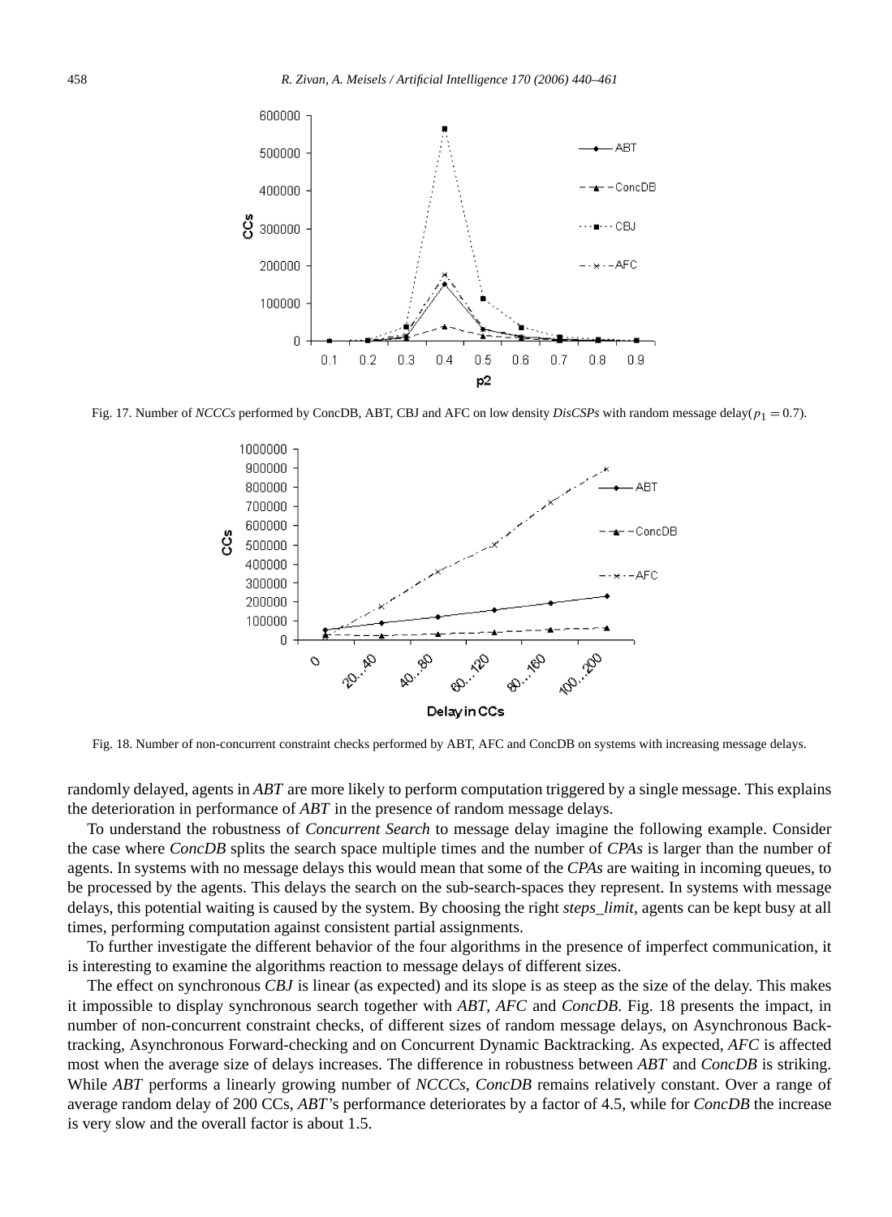Fig. 17. Number of *NCCCs* performed by ConcDB, ABT, CBJ and AFC on low density *DisCSPs* with random message delay($p_1 = 0.7$).

Fig. 18. Number of non-concurrent constraint checks performed by ABT, AFC and ConcDB on systems with increasing message delays.

randomly delayed, agents in *ABT* are more likely to perform computation triggered by a single message. This explains the deterioration in performance of *ABT* in the presence of random message delays.

To understand the robustness of *Concurrent Search* to message delay imagine the following example. Consider the case where *ConcDB* splits the search space multiple times and the number of *CPAs* is larger than the number of agents. In systems with no message delays this would mean that some of the *CPAs* are waiting in incoming queues, to be processed by the agents. This delays the search on the sub-search-spaces they represent. In systems with message delays, this potential waiting is caused by the system. By choosing the right *steps_limit*, agents can be kept busy at all times, performing computation against consistent partial assignments.

To further investigate the different behavior of the four algorithms in the presence of imperfect communication, it is interesting to examine the algorithms reaction to message delays of different sizes.

The effect on synchronous *CBJ* is linear (as expected) and its slope is as steep as the size of the delay. This makes it impossible to display synchronous search together with *ABT*, *AFC* and *ConcDB*. Fig. 18 presents the impact, in number of non-concurrent constraint checks, of different sizes of random message delays, on Asynchronous Backtracking, Asynchronous Forward-checking and on Concurrent Dynamic Backtracking. As expected, *AFC* is affected most when the average size of delays increases. The difference in robustness between *ABT* and *ConcDB* is striking. While *ABT* performs a linearly growing number of *NCCCs*, *ConcDB* remains relatively constant. Over a range of average random delay of 200 CCs, *ABT*'s performance deteriorates by a factor of 4.5, while for *ConcDB* the increase is very slow and the overall factor is about 1.5.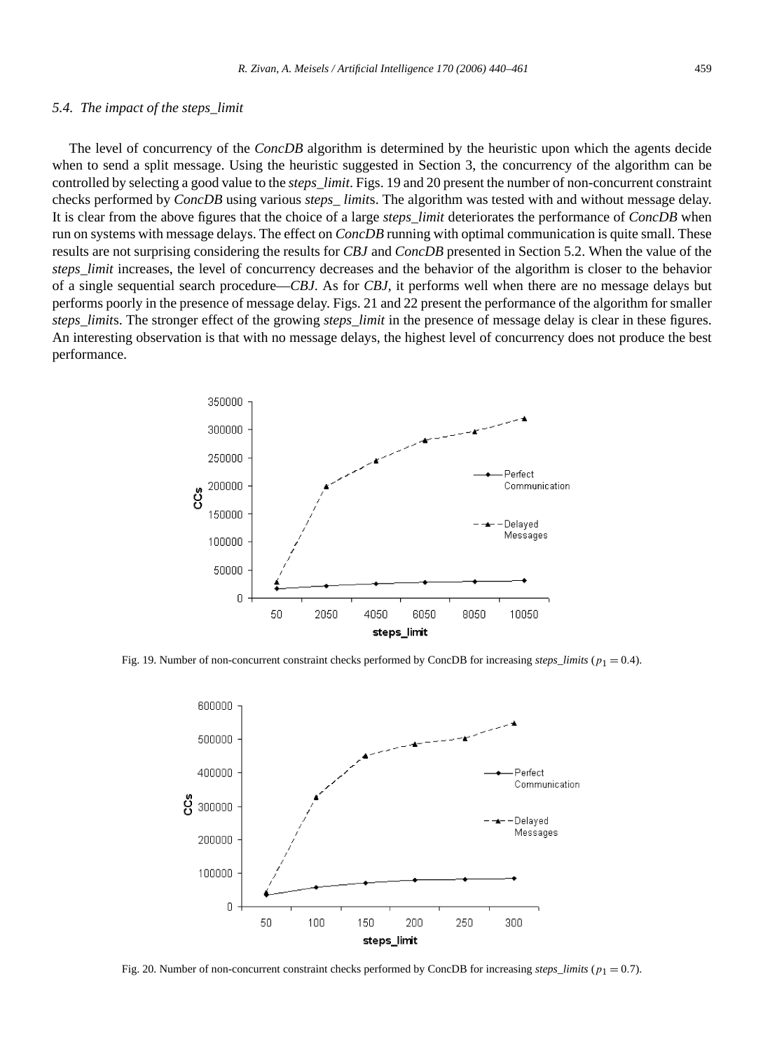### 5.4. The impact of the steps_limit

The level of concurrency of the *ConcDB* algorithm is determined by the heuristic upon which the agents decide when to send a split message. Using the heuristic suggested in Section 3, the concurrency of the algorithm can be controlled by selecting a good value to the *steps_limit*. Figs. 19 and 20 present the number of non-concurrent constraint checks performed by *ConcDB* using various *steps_ limit*s. The algorithm was tested with and without message delay. It is clear from the above figures that the choice of a large *steps_limit* deteriorates the performance of *ConcDB* when run on systems with message delays. The effect on *ConcDB* running with optimal communication is quite small. These results are not surprising considering the results for *CBJ* and *ConcDB* presented in Section 5.2. When the value of the *steps_limit* increases, the level of concurrency decreases and the behavior of the algorithm is closer to the behavior of a single sequential search procedure—*CBJ*. As for *CBJ*, it performs well when there are no message delays but performs poorly in the presence of message delay. Figs. 21 and 22 present the performance of the algorithm for smaller *steps_limit*s. The stronger effect of the growing *steps_limit* in the presence of message delay is clear in these figures. An interesting observation is that with no message delays, the highest level of concurrency does not produce the best performance.

Fig. 19. Number of non-concurrent constraint checks performed by ConcDB for increasing *steps_limits* ($p_1 = 0.4$).

Fig. 20. Number of non-concurrent constraint checks performed by ConcDB for increasing *steps_limits* ($p_1 = 0.7$).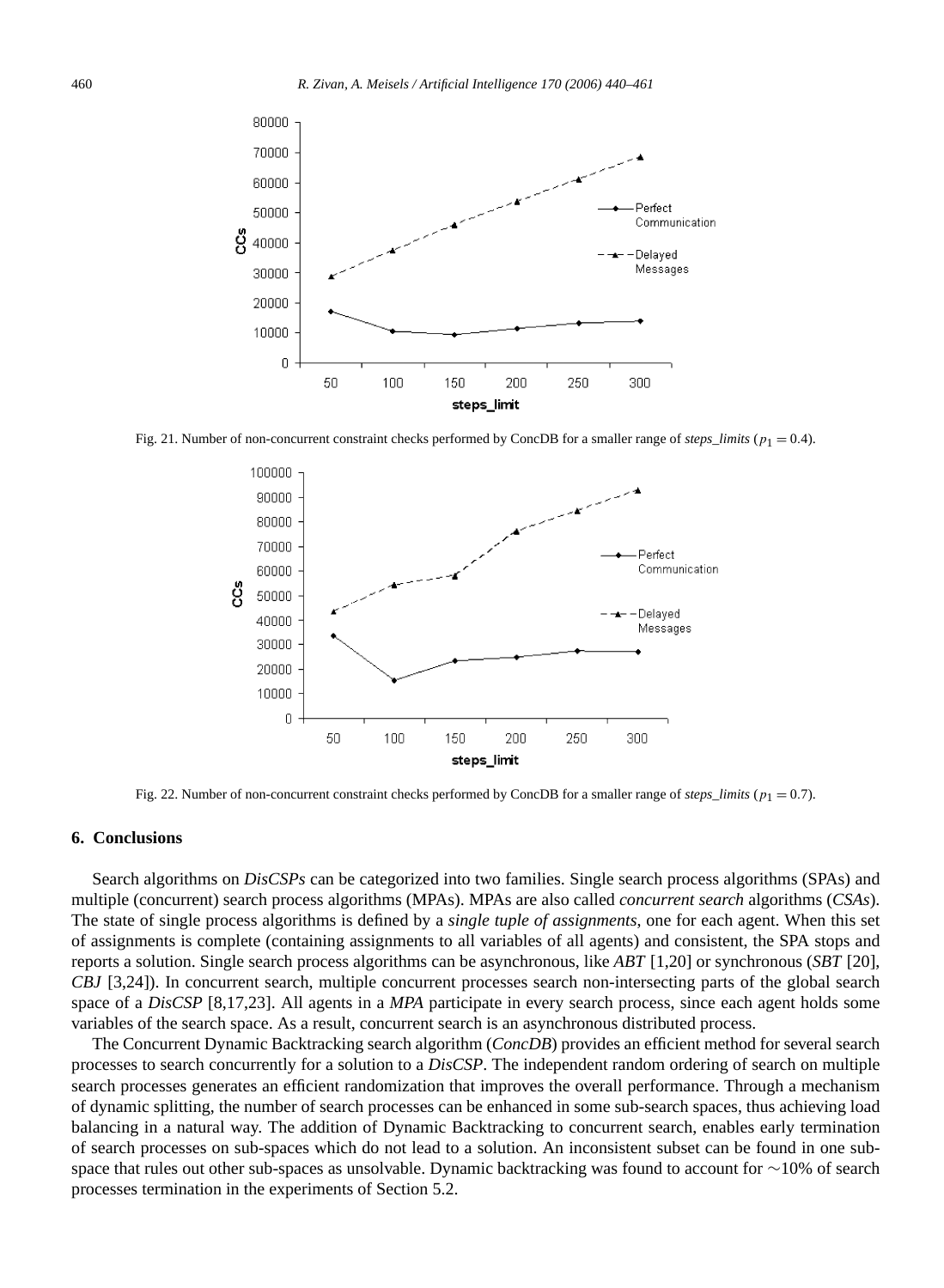Fig. 21. Number of non-concurrent constraint checks performed by ConcDB for a smaller range of *steps_limits* ($p_1 = 0.4$).

Fig. 22. Number of non-concurrent constraint checks performed by ConcDB for a smaller range of *steps_limits* ($p_1 = 0.7$).

## 6. Conclusions

Search algorithms on *DisCSPs* can be categorized into two families. Single search process algorithms (SPAs) and multiple (concurrent) search process algorithms (MPAs). MPAs are also called *concurrent search* algorithms (*CSAs*). The state of single process algorithms is defined by a *single tuple of assignments*, one for each agent. When this set of assignments is complete (containing assignments to all variables of all agents) and consistent, the SPA stops and reports a solution. Single search process algorithms can be asynchronous, like *ABT* [1,20] or synchronous (*SBT* [20], *CBJ* [3,24]). In concurrent search, multiple concurrent processes search non-intersecting parts of the global search space of a *DisCSP* [8,17,23]. All agents in a *MPA* participate in every search process, since each agent holds some variables of the search space. As a result, concurrent search is an asynchronous distributed process.

The Concurrent Dynamic Backtracking search algorithm (*ConcDB*) provides an efficient method for several search processes to search concurrently for a solution to a *DisCSP*. The independent random ordering of search on multiple search processes generates an efficient randomization that improves the overall performance. Through a mechanism of dynamic splitting, the number of search processes can be enhanced in some sub-search spaces, thus achieving load balancing in a natural way. The addition of Dynamic Backtracking to concurrent search, enables early termination of search processes on sub-spaces which do not lead to a solution. An inconsistent subset can be found in one sub-space that rules out other sub-spaces as unsolvable. Dynamic backtracking was found to account for ∼10% of search processes termination in the experiments of Section 5.2.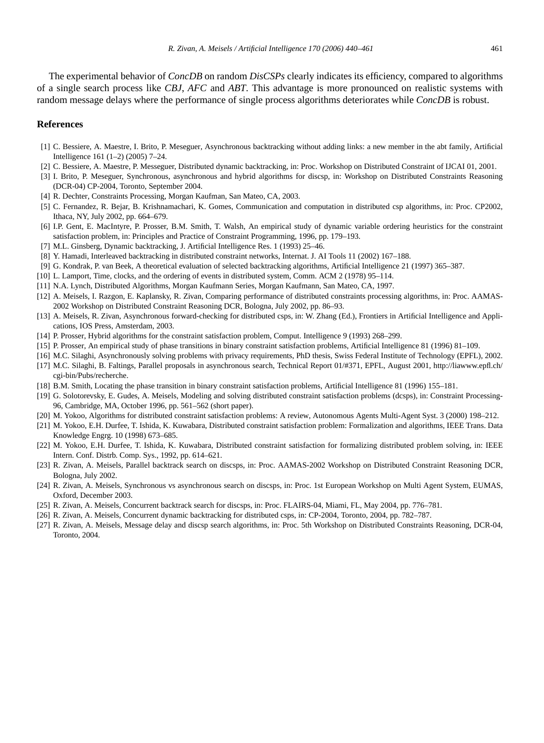The experimental behavior of *ConcDB* on random *DisCSPs* clearly indicates its efficiency, compared to algorithms of a single search process like *CBJ*, *AFC* and *ABT*. This advantage is more pronounced on realistic systems with random message delays where the performance of single process algorithms deteriorates while *ConcDB* is robust.

## References

[1] C. Bessiere, A. Maestre, I. Brito, P. Meseguer, Asynchronous backtracking without adding links: a new member in the abt family, Artificial Intelligence 161 (1–2) (2005) 7–24.

[2] C. Bessiere, A. Maestre, P. Messeguer, Distributed dynamic backtracking, in: Proc. Workshop on Distributed Constraint of IJCAI 01, 2001.

[3] I. Brito, P. Meseguer, Synchronous, asynchronous and hybrid algorithms for discsp, in: Workshop on Distributed Constraints Reasoning (DCR-04) CP-2004, Toronto, September 2004.

[4] R. Dechter, Constraints Processing, Morgan Kaufman, San Mateo, CA, 2003.

[5] C. Fernandez, R. Bejar, B. Krishnamachari, K. Gomes, Communication and computation in distributed csp algorithms, in: Proc. CP2002, Ithaca, NY, July 2002, pp. 664–679.

[6] I.P. Gent, E. MacIntyre, P. Prosser, B.M. Smith, T. Walsh, An empirical study of dynamic variable ordering heuristics for the constraint satisfaction problem, in: Principles and Practice of Constraint Programming, 1996, pp. 179–193.

[7] M.L. Ginsberg, Dynamic backtracking, J. Artificial Intelligence Res. 1 (1993) 25–46.

[8] Y. Hamadi, Interleaved backtracking in distributed constraint networks, Internat. J. AI Tools 11 (2002) 167–188.

[9] G. Kondrak, P. van Beek, A theoretical evaluation of selected backtracking algorithms, Artificial Intelligence 21 (1997) 365–387.

[10] L. Lamport, Time, clocks, and the ordering of events in distributed system, Comm. ACM 2 (1978) 95–114.

[11] N.A. Lynch, Distributed Algorithms, Morgan Kaufmann Series, Morgan Kaufmann, San Mateo, CA, 1997.

[12] A. Meisels, I. Razgon, E. Kaplansky, R. Zivan, Comparing performance of distributed constraints processing algorithms, in: Proc. AAMAS-2002 Workshop on Distributed Constraint Reasoning DCR, Bologna, July 2002, pp. 86–93.

[13] A. Meisels, R. Zivan, Asynchronous forward-checking for distributed csps, in: W. Zhang (Ed.), Frontiers in Artificial Intelligence and Applications, IOS Press, Amsterdam, 2003.

[14] P. Prosser, Hybrid algorithms for the constraint satisfaction problem, Comput. Intelligence 9 (1993) 268–299.

[15] P. Prosser, An empirical study of phase transitions in binary constraint satisfaction problems, Artificial Intelligence 81 (1996) 81–109.

[16] M.C. Silaghi, Asynchronously solving problems with privacy requirements, PhD thesis, Swiss Federal Institute of Technology (EPFL), 2002.

[17] M.C. Silaghi, B. Faltings, Parallel proposals in asynchronous search, Technical Report 01/#371, EPFL, August 2001, http://liawww.epfl.ch/cgi-bin/Pubs/recherche.

[18] B.M. Smith, Locating the phase transition in binary constraint satisfaction problems, Artificial Intelligence 81 (1996) 155–181.

[19] G. Solotorevsky, E. Gudes, A. Meisels, Modeling and solving distributed constraint satisfaction problems (dcsps), in: Constraint Processing-96, Cambridge, MA, October 1996, pp. 561–562 (short paper).

[20] M. Yokoo, Algorithms for distributed constraint satisfaction problems: A review, Autonomous Agents Multi-Agent Syst. 3 (2000) 198–212.

[21] M. Yokoo, E.H. Durfee, T. Ishida, K. Kuwabara, Distributed constraint satisfaction problem: Formalization and algorithms, IEEE Trans. Data Knowledge Engrg. 10 (1998) 673–685.

[22] M. Yokoo, E.H. Durfee, T. Ishida, K. Kuwabara, Distributed constraint satisfaction for formalizing distributed problem solving, in: IEEE Intern. Conf. Distrb. Comp. Sys., 1992, pp. 614–621.

[23] R. Zivan, A. Meisels, Parallel backtrack search on discsps, in: Proc. AAMAS-2002 Workshop on Distributed Constraint Reasoning DCR, Bologna, July 2002.

[24] R. Zivan, A. Meisels, Synchronous vs asynchronous search on discsps, in: Proc. 1st European Workshop on Multi Agent System, EUMAS, Oxford, December 2003.

[25] R. Zivan, A. Meisels, Concurrent backtrack search for discsps, in: Proc. FLAIRS-04, Miami, FL, May 2004, pp. 776–781.

[26] R. Zivan, A. Meisels, Concurrent dynamic backtracking for distributed csps, in: CP-2004, Toronto, 2004, pp. 782–787.

[27] R. Zivan, A. Meisels, Message delay and discsp search algorithms, in: Proc. 5th Workshop on Distributed Constraints Reasoning, DCR-04, Toronto, 2004.